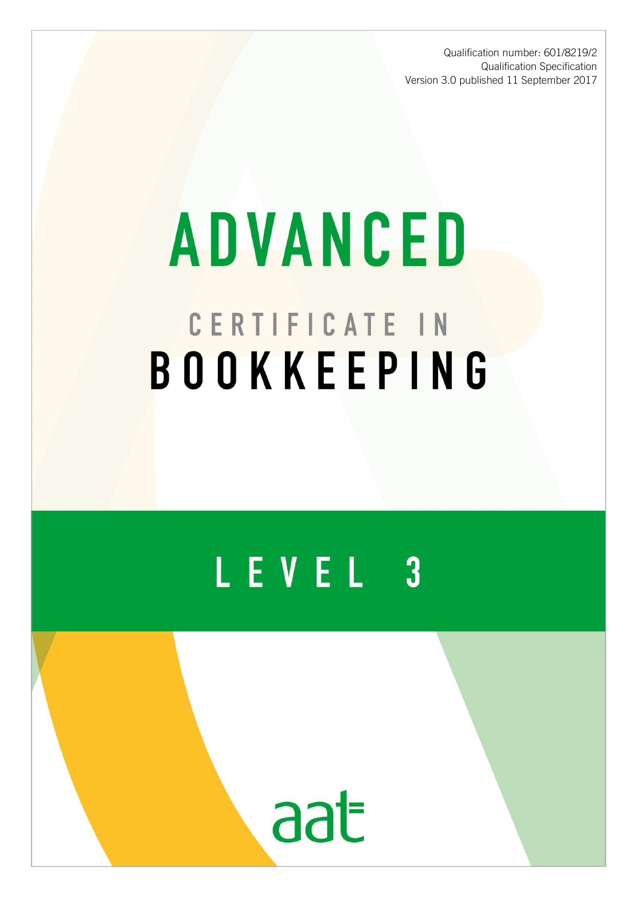Qualification number: 601/8219/2
Qualification Specification
Version 3.0 published 11 September 2017

# ADVANCED

## CERTIFICATE IN BOOKKEEPING

## LEVEL 3

aat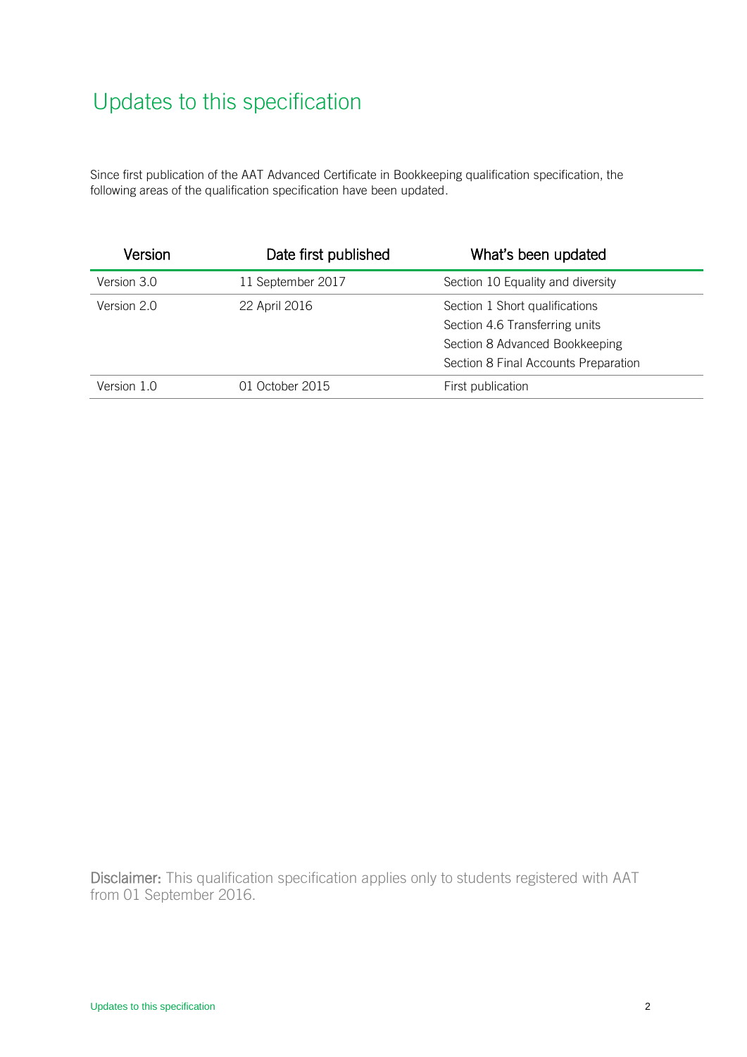# Updates to this specification

Since first publication of the AAT Advanced Certificate in Bookkeeping qualification specification, the following areas of the qualification specification have been updated.

| Version | Date first published | What's been updated |
|---|---|---|
| Version 3.0 | 11 September 2017 | Section 10 Equality and diversity |
| Version 2.0 | 22 April 2016 | Section 1 Short qualifications<br>Section 4.6 Transferring units<br>Section 8 Advanced Bookkeeping<br>Section 8 Final Accounts Preparation |
| Version 1.0 | 01 October 2015 | First publication |

**Disclaimer:** This qualification specification applies only to students registered with AAT from 01 September 2016.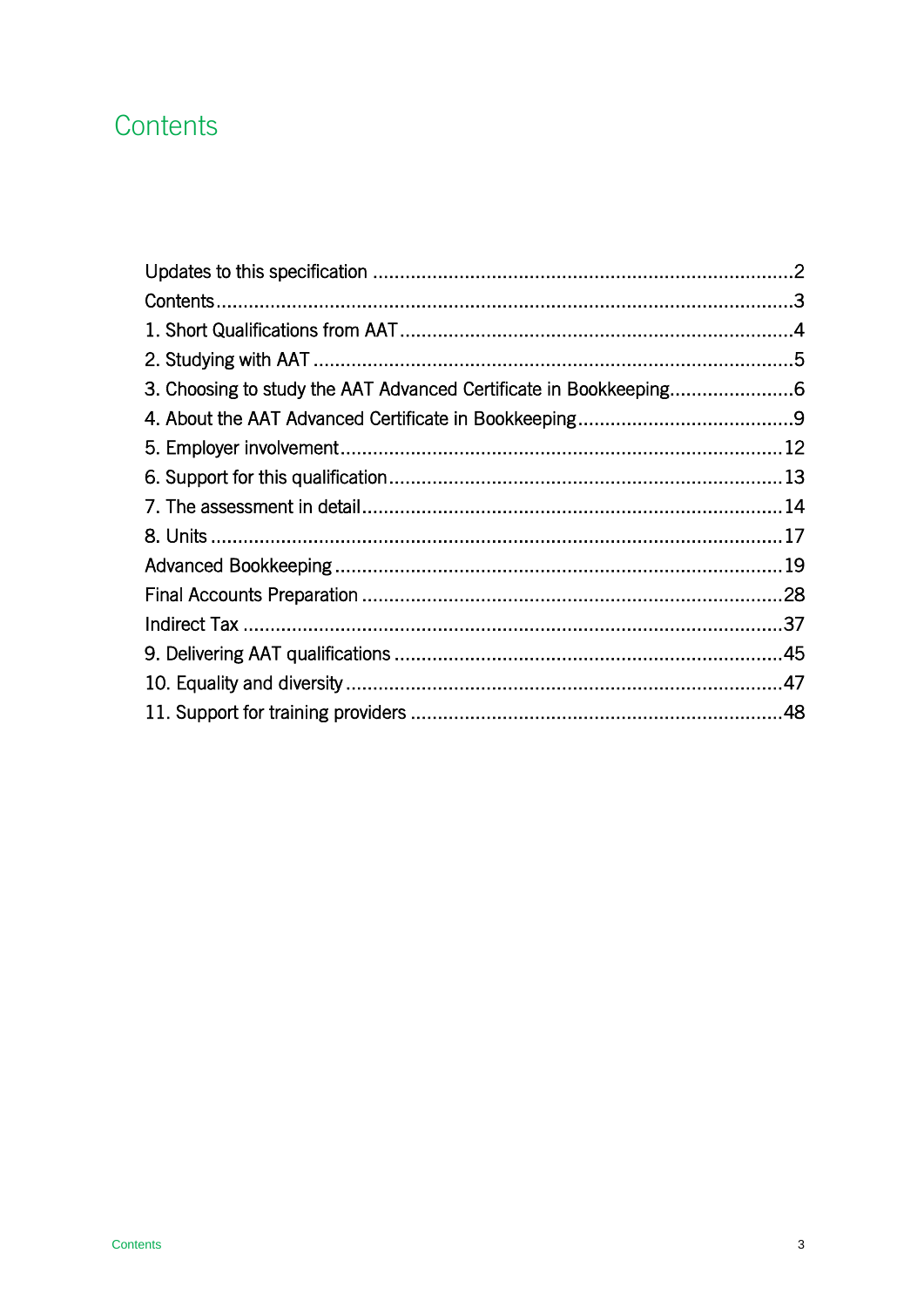# Contents

Updates to this specification ........................................................................... 2
Contents ........................................................................................................... 3
1. Short Qualifications from AAT ...................................................................... 4
2. Studying with AAT ......................................................................................... 5
3. Choosing to study the AAT Advanced Certificate in Bookkeeping ...................... 6
4. About the AAT Advanced Certificate in Bookkeeping ........................................ 9
5. Employer involvement .................................................................................. 12
6. Support for this qualification ........................................................................ 13
7. The assessment in detail ............................................................................. 14
8. Units ............................................................................................................ 17
Advanced Bookkeeping .................................................................................... 19
Final Accounts Preparation ............................................................................... 28
Indirect Tax ...................................................................................................... 37
9. Delivering AAT qualifications ........................................................................ 45
10. Equality and diversity .................................................................................. 47
11. Support for training providers ..................................................................... 48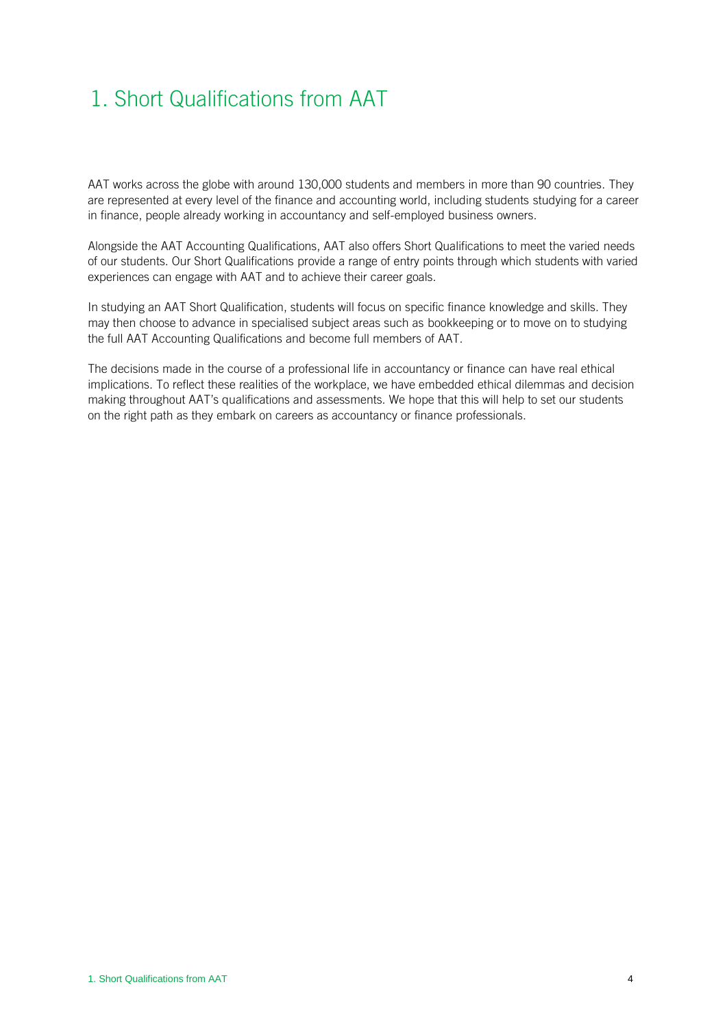# 1. Short Qualifications from AAT

AAT works across the globe with around 130,000 students and members in more than 90 countries. They are represented at every level of the finance and accounting world, including students studying for a career in finance, people already working in accountancy and self-employed business owners.

Alongside the AAT Accounting Qualifications, AAT also offers Short Qualifications to meet the varied needs of our students. Our Short Qualifications provide a range of entry points through which students with varied experiences can engage with AAT and to achieve their career goals.

In studying an AAT Short Qualification, students will focus on specific finance knowledge and skills. They may then choose to advance in specialised subject areas such as bookkeeping or to move on to studying the full AAT Accounting Qualifications and become full members of AAT.

The decisions made in the course of a professional life in accountancy or finance can have real ethical implications. To reflect these realities of the workplace, we have embedded ethical dilemmas and decision making throughout AAT's qualifications and assessments. We hope that this will help to set our students on the right path as they embark on careers as accountancy or finance professionals.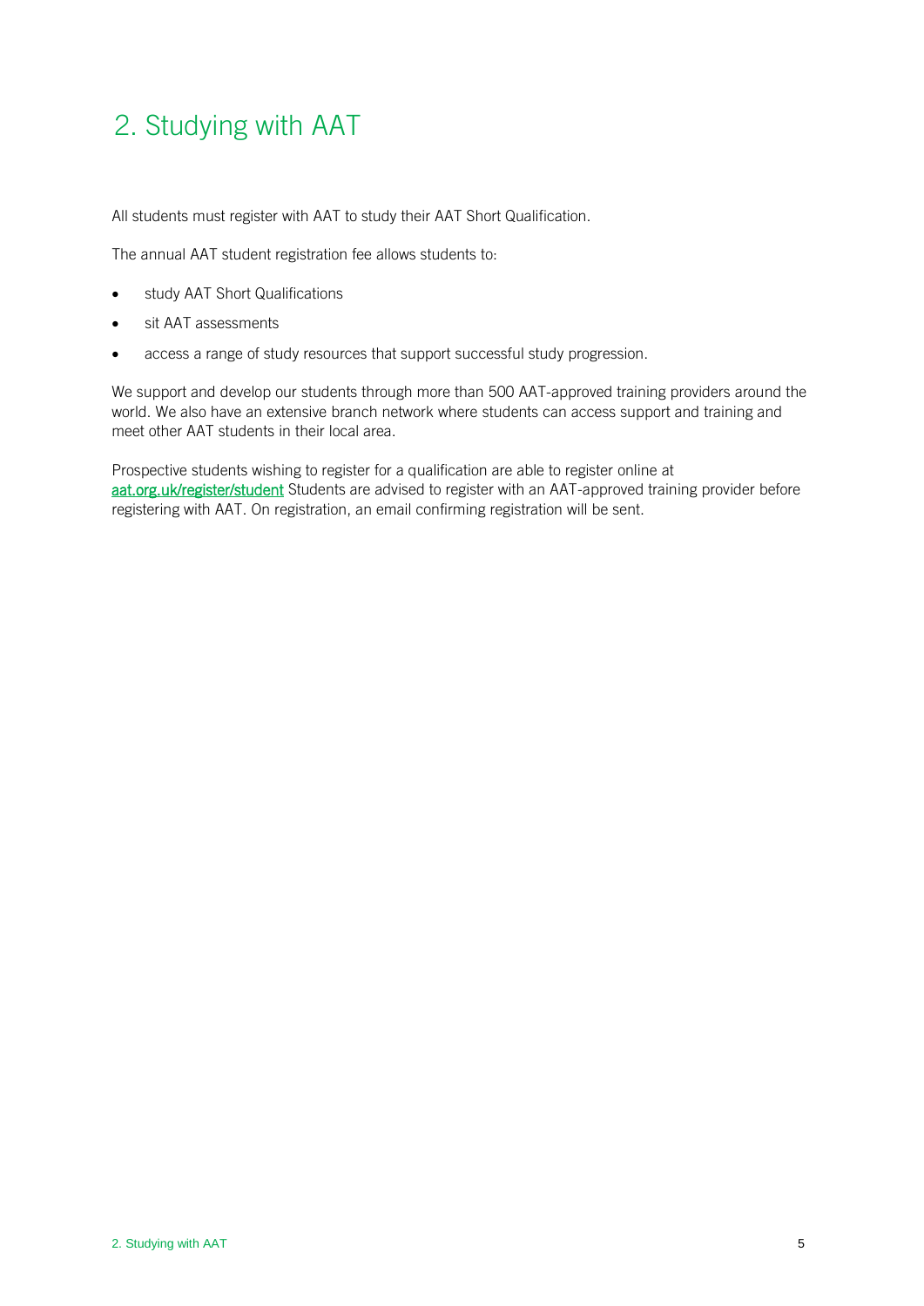# 2. Studying with AAT

All students must register with AAT to study their AAT Short Qualification.

The annual AAT student registration fee allows students to:

- study AAT Short Qualifications
- sit AAT assessments
- access a range of study resources that support successful study progression.

We support and develop our students through more than 500 AAT-approved training providers around the world. We also have an extensive branch network where students can access support and training and meet other AAT students in their local area.

Prospective students wishing to register for a qualification are able to register online at aat.org.uk/register/student Students are advised to register with an AAT-approved training provider before registering with AAT. On registration, an email confirming registration will be sent.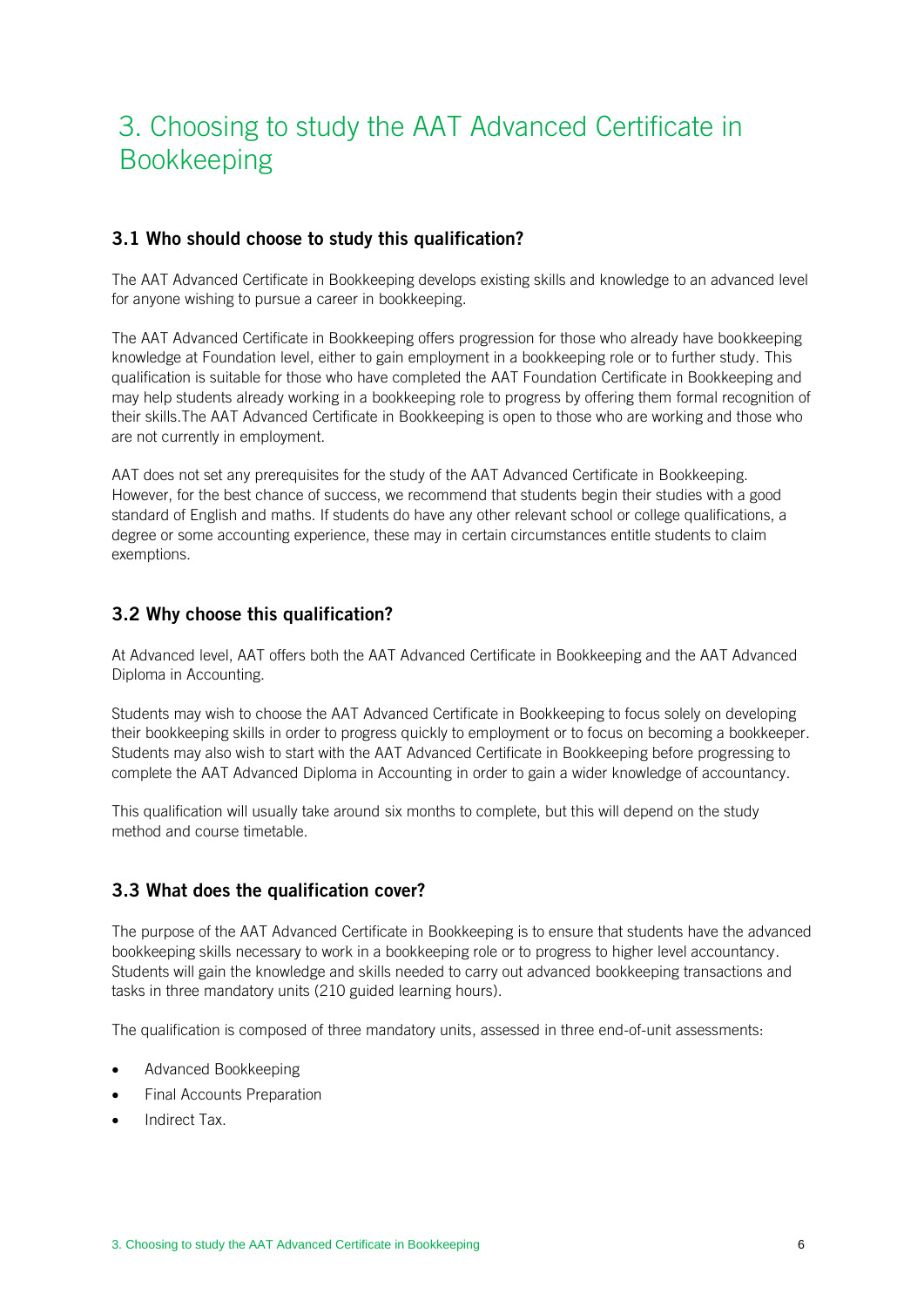# 3. Choosing to study the AAT Advanced Certificate in Bookkeeping

## 3.1 Who should choose to study this qualification?

The AAT Advanced Certificate in Bookkeeping develops existing skills and knowledge to an advanced level for anyone wishing to pursue a career in bookkeeping.

The AAT Advanced Certificate in Bookkeeping offers progression for those who already have bookkeeping knowledge at Foundation level, either to gain employment in a bookkeeping role or to further study. This qualification is suitable for those who have completed the AAT Foundation Certificate in Bookkeeping and may help students already working in a bookkeeping role to progress by offering them formal recognition of their skills.The AAT Advanced Certificate in Bookkeeping is open to those who are working and those who are not currently in employment.

AAT does not set any prerequisites for the study of the AAT Advanced Certificate in Bookkeeping. However, for the best chance of success, we recommend that students begin their studies with a good standard of English and maths. If students do have any other relevant school or college qualifications, a degree or some accounting experience, these may in certain circumstances entitle students to claim exemptions.

## 3.2 Why choose this qualification?

At Advanced level, AAT offers both the AAT Advanced Certificate in Bookkeeping and the AAT Advanced Diploma in Accounting.

Students may wish to choose the AAT Advanced Certificate in Bookkeeping to focus solely on developing their bookkeeping skills in order to progress quickly to employment or to focus on becoming a bookkeeper. Students may also wish to start with the AAT Advanced Certificate in Bookkeeping before progressing to complete the AAT Advanced Diploma in Accounting in order to gain a wider knowledge of accountancy.

This qualification will usually take around six months to complete, but this will depend on the study method and course timetable.

## 3.3 What does the qualification cover?

The purpose of the AAT Advanced Certificate in Bookkeeping is to ensure that students have the advanced bookkeeping skills necessary to work in a bookkeeping role or to progress to higher level accountancy. Students will gain the knowledge and skills needed to carry out advanced bookkeeping transactions and tasks in three mandatory units (210 guided learning hours).

The qualification is composed of three mandatory units, assessed in three end-of-unit assessments:

- Advanced Bookkeeping
- Final Accounts Preparation
- Indirect Tax.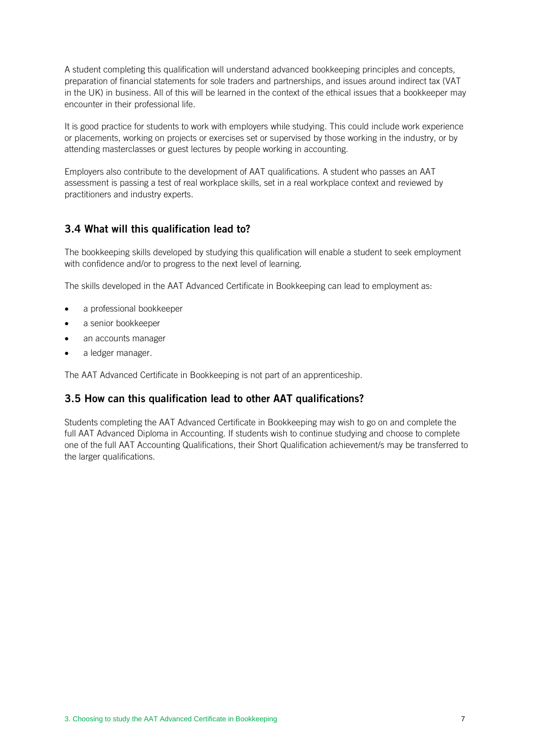A student completing this qualification will understand advanced bookkeeping principles and concepts, preparation of financial statements for sole traders and partnerships, and issues around indirect tax (VAT in the UK) in business. All of this will be learned in the context of the ethical issues that a bookkeeper may encounter in their professional life.

It is good practice for students to work with employers while studying. This could include work experience or placements, working on projects or exercises set or supervised by those working in the industry, or by attending masterclasses or guest lectures by people working in accounting.

Employers also contribute to the development of AAT qualifications. A student who passes an AAT assessment is passing a test of real workplace skills, set in a real workplace context and reviewed by practitioners and industry experts.

## 3.4 What will this qualification lead to?

The bookkeeping skills developed by studying this qualification will enable a student to seek employment with confidence and/or to progress to the next level of learning.

The skills developed in the AAT Advanced Certificate in Bookkeeping can lead to employment as:

- a professional bookkeeper
- a senior bookkeeper
- an accounts manager
- a ledger manager.

The AAT Advanced Certificate in Bookkeeping is not part of an apprenticeship.

## 3.5 How can this qualification lead to other AAT qualifications?

Students completing the AAT Advanced Certificate in Bookkeeping may wish to go on and complete the full AAT Advanced Diploma in Accounting. If students wish to continue studying and choose to complete one of the full AAT Accounting Qualifications, their Short Qualification achievement/s may be transferred to the larger qualifications.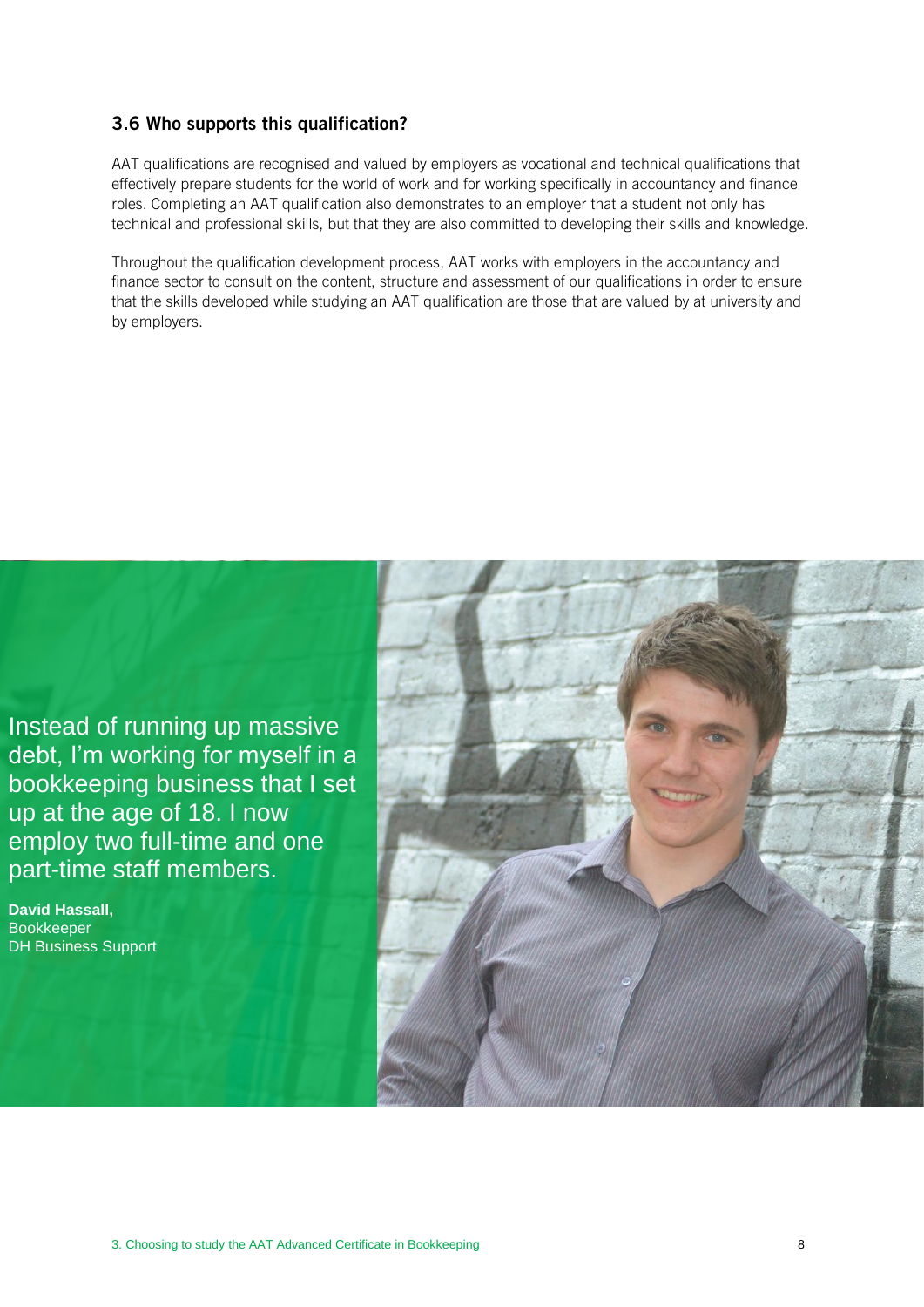### 3.6 Who supports this qualification?

AAT qualifications are recognised and valued by employers as vocational and technical qualifications that effectively prepare students for the world of work and for working specifically in accountancy and finance roles. Completing an AAT qualification also demonstrates to an employer that a student not only has technical and professional skills, but that they are also committed to developing their skills and knowledge.

Throughout the qualification development process, AAT works with employers in the accountancy and finance sector to consult on the content, structure and assessment of our qualifications in order to ensure that the skills developed while studying an AAT qualification are those that are valued by at university and by employers.

Instead of running up massive debt, I'm working for myself in a bookkeeping business that I set up at the age of 18. I now employ two full-time and one part-time staff members.

**David Hassall,**
Bookkeeper
DH Business Support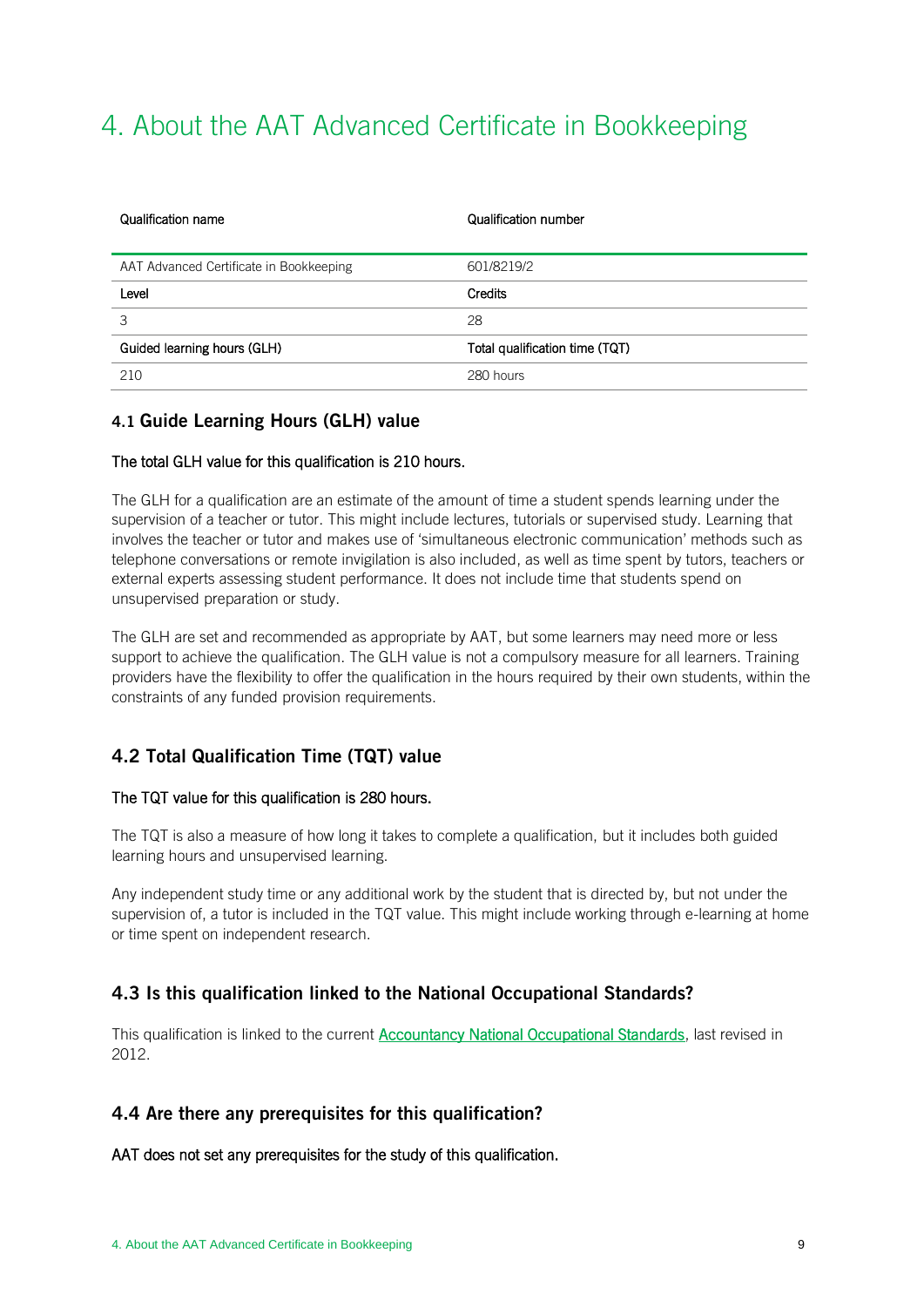# 4. About the AAT Advanced Certificate in Bookkeeping

| Qualification name | Qualification number |
|---|---|
| AAT Advanced Certificate in Bookkeeping | 601/8219/2 |
| **Level** | **Credits** |
| 3 | 28 |
| **Guided learning hours (GLH)** | **Total qualification time (TQT)** |
| 210 | 280 hours |

## 4.1 Guide Learning Hours (GLH) value

**The total GLH value for this qualification is 210 hours.**

The GLH for a qualification are an estimate of the amount of time a student spends learning under the supervision of a teacher or tutor. This might include lectures, tutorials or supervised study. Learning that involves the teacher or tutor and makes use of 'simultaneous electronic communication' methods such as telephone conversations or remote invigilation is also included, as well as time spent by tutors, teachers or external experts assessing student performance. It does not include time that students spend on unsupervised preparation or study.

The GLH are set and recommended as appropriate by AAT, but some learners may need more or less support to achieve the qualification. The GLH value is not a compulsory measure for all learners. Training providers have the flexibility to offer the qualification in the hours required by their own students, within the constraints of any funded provision requirements.

## 4.2 Total Qualification Time (TQT) value

**The TQT value for this qualification is 280 hours.**

The TQT is also a measure of how long it takes to complete a qualification, but it includes both guided learning hours and unsupervised learning.

Any independent study time or any additional work by the student that is directed by, but not under the supervision of, a tutor is included in the TQT value. This might include working through e-learning at home or time spent on independent research.

## 4.3 Is this qualification linked to the National Occupational Standards?

This qualification is linked to the current Accountancy National Occupational Standards, last revised in 2012.

## 4.4 Are there any prerequisites for this qualification?

**AAT does not set any prerequisites for the study of this qualification.**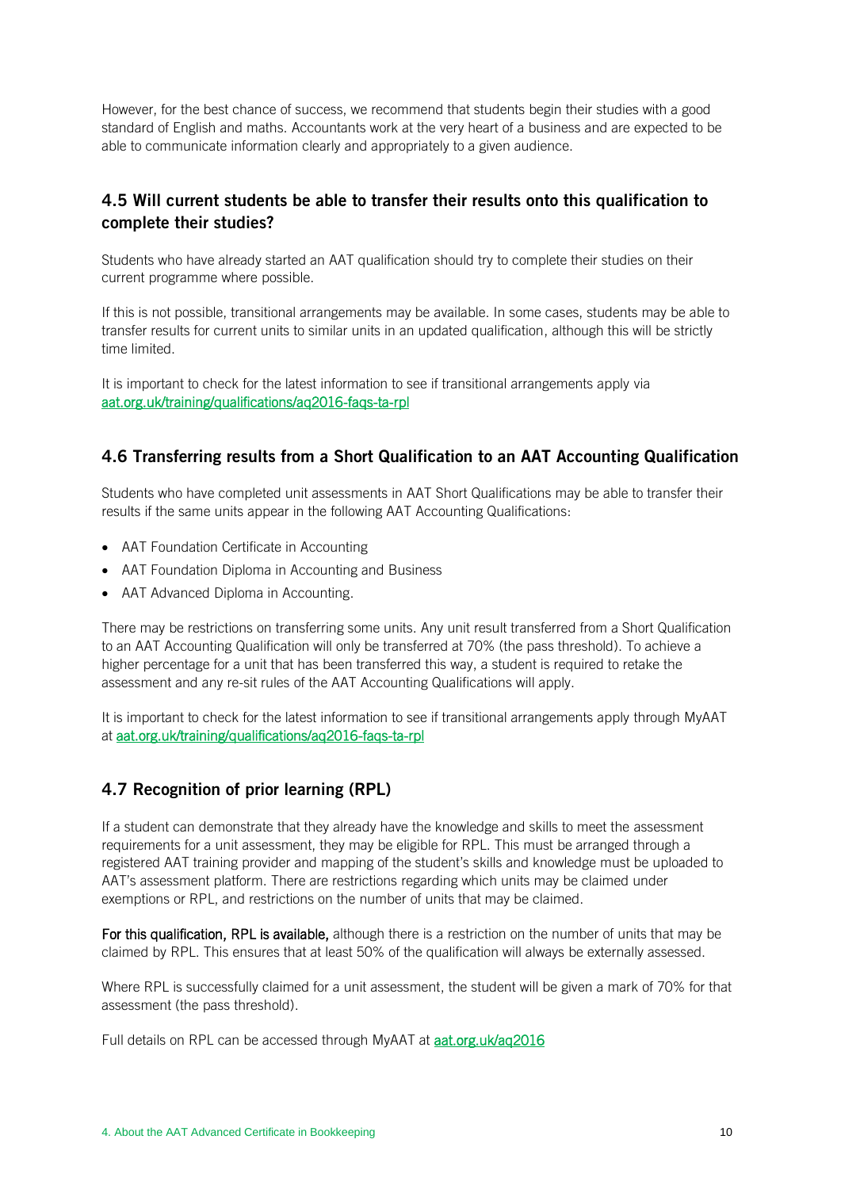However, for the best chance of success, we recommend that students begin their studies with a good standard of English and maths. Accountants work at the very heart of a business and are expected to be able to communicate information clearly and appropriately to a given audience.

### 4.5 Will current students be able to transfer their results onto this qualification to complete their studies?

Students who have already started an AAT qualification should try to complete their studies on their current programme where possible.

If this is not possible, transitional arrangements may be available. In some cases, students may be able to transfer results for current units to similar units in an updated qualification, although this will be strictly time limited.

It is important to check for the latest information to see if transitional arrangements apply via [aat.org.uk/training/qualifications/aq2016-faqs-ta-rpl](aat.org.uk/training/qualifications/aq2016-faqs-ta-rpl)

### 4.6 Transferring results from a Short Qualification to an AAT Accounting Qualification

Students who have completed unit assessments in AAT Short Qualifications may be able to transfer their results if the same units appear in the following AAT Accounting Qualifications:

- AAT Foundation Certificate in Accounting
- AAT Foundation Diploma in Accounting and Business
- AAT Advanced Diploma in Accounting.

There may be restrictions on transferring some units. Any unit result transferred from a Short Qualification to an AAT Accounting Qualification will only be transferred at 70% (the pass threshold). To achieve a higher percentage for a unit that has been transferred this way, a student is required to retake the assessment and any re-sit rules of the AAT Accounting Qualifications will apply.

It is important to check for the latest information to see if transitional arrangements apply through MyAAT at [aat.org.uk/training/qualifications/aq2016-faqs-ta-rpl](aat.org.uk/training/qualifications/aq2016-faqs-ta-rpl)

### 4.7 Recognition of prior learning (RPL)

If a student can demonstrate that they already have the knowledge and skills to meet the assessment requirements for a unit assessment, they may be eligible for RPL. This must be arranged through a registered AAT training provider and mapping of the student's skills and knowledge must be uploaded to AAT's assessment platform. There are restrictions regarding which units may be claimed under exemptions or RPL, and restrictions on the number of units that may be claimed.

For this qualification, RPL is available, although there is a restriction on the number of units that may be claimed by RPL. This ensures that at least 50% of the qualification will always be externally assessed.

Where RPL is successfully claimed for a unit assessment, the student will be given a mark of 70% for that assessment (the pass threshold).

Full details on RPL can be accessed through MyAAT at [aat.org.uk/aq2016](aat.org.uk/aq2016)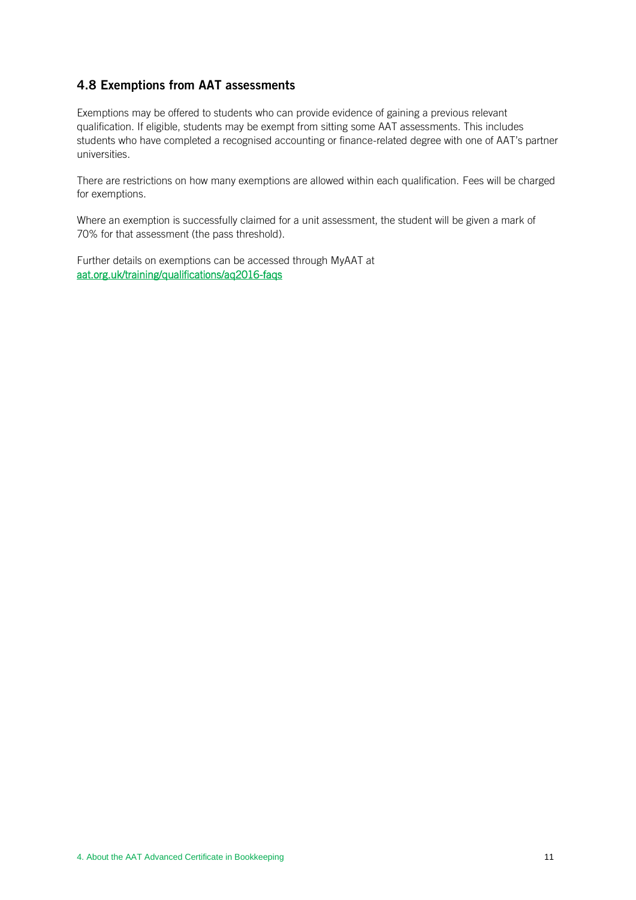## 4.8 Exemptions from AAT assessments

Exemptions may be offered to students who can provide evidence of gaining a previous relevant qualification. If eligible, students may be exempt from sitting some AAT assessments. This includes students who have completed a recognised accounting or finance-related degree with one of AAT's partner universities.

There are restrictions on how many exemptions are allowed within each qualification. Fees will be charged for exemptions.

Where an exemption is successfully claimed for a unit assessment, the student will be given a mark of 70% for that assessment (the pass threshold).

Further details on exemptions can be accessed through MyAAT at [aat.org.uk/training/qualifications/aq2016-faqs](aat.org.uk/training/qualifications/aq2016-faqs)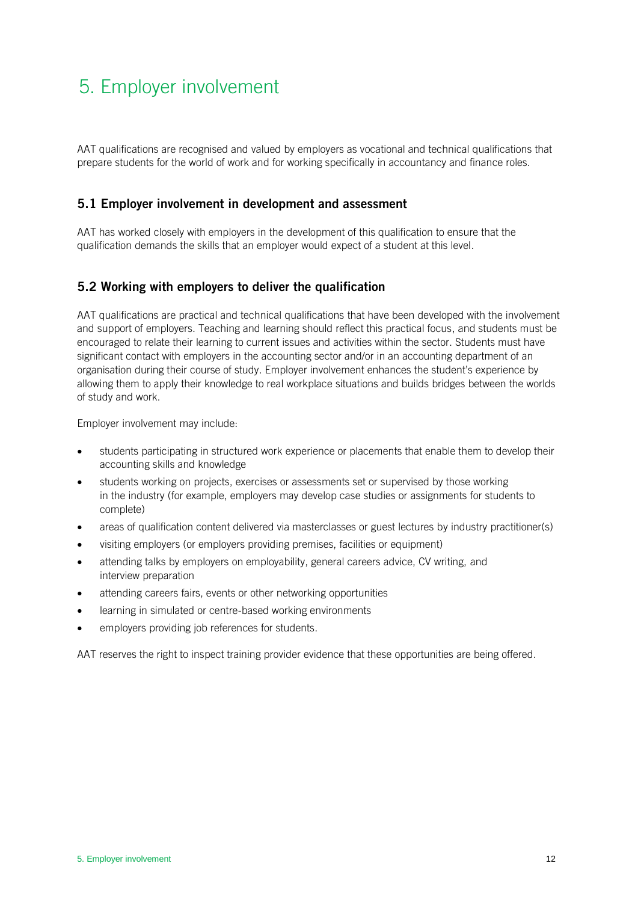# 5. Employer involvement

AAT qualifications are recognised and valued by employers as vocational and technical qualifications that prepare students for the world of work and for working specifically in accountancy and finance roles.

## 5.1 Employer involvement in development and assessment

AAT has worked closely with employers in the development of this qualification to ensure that the qualification demands the skills that an employer would expect of a student at this level.

## 5.2 Working with employers to deliver the qualification

AAT qualifications are practical and technical qualifications that have been developed with the involvement and support of employers. Teaching and learning should reflect this practical focus, and students must be encouraged to relate their learning to current issues and activities within the sector. Students must have significant contact with employers in the accounting sector and/or in an accounting department of an organisation during their course of study. Employer involvement enhances the student's experience by allowing them to apply their knowledge to real workplace situations and builds bridges between the worlds of study and work.

Employer involvement may include:

- students participating in structured work experience or placements that enable them to develop their accounting skills and knowledge
- students working on projects, exercises or assessments set or supervised by those working in the industry (for example, employers may develop case studies or assignments for students to complete)
- areas of qualification content delivered via masterclasses or guest lectures by industry practitioner(s)
- visiting employers (or employers providing premises, facilities or equipment)
- attending talks by employers on employability, general careers advice, CV writing, and interview preparation
- attending careers fairs, events or other networking opportunities
- learning in simulated or centre-based working environments
- employers providing job references for students.

AAT reserves the right to inspect training provider evidence that these opportunities are being offered.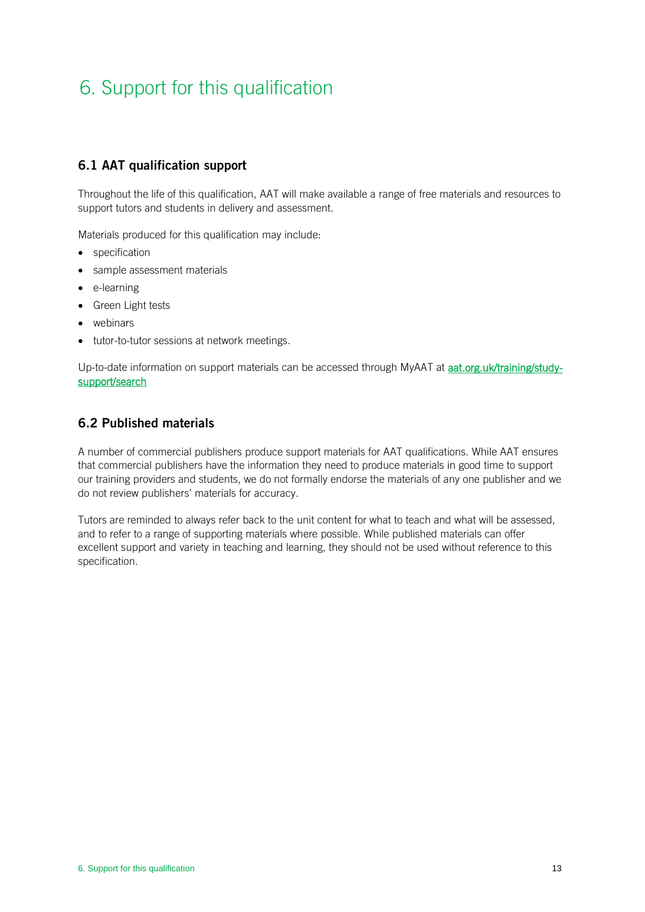# 6. Support for this qualification

## 6.1 AAT qualification support

Throughout the life of this qualification, AAT will make available a range of free materials and resources to support tutors and students in delivery and assessment.

Materials produced for this qualification may include:

- specification
- sample assessment materials
- e-learning
- Green Light tests
- webinars
- tutor-to-tutor sessions at network meetings.

Up-to-date information on support materials can be accessed through MyAAT at [aat.org.uk/training/study-support/search](aat.org.uk/training/study-support/search)

## 6.2 Published materials

A number of commercial publishers produce support materials for AAT qualifications. While AAT ensures that commercial publishers have the information they need to produce materials in good time to support our training providers and students, we do not formally endorse the materials of any one publisher and we do not review publishers' materials for accuracy.

Tutors are reminded to always refer back to the unit content for what to teach and what will be assessed, and to refer to a range of supporting materials where possible. While published materials can offer excellent support and variety in teaching and learning, they should not be used without reference to this specification.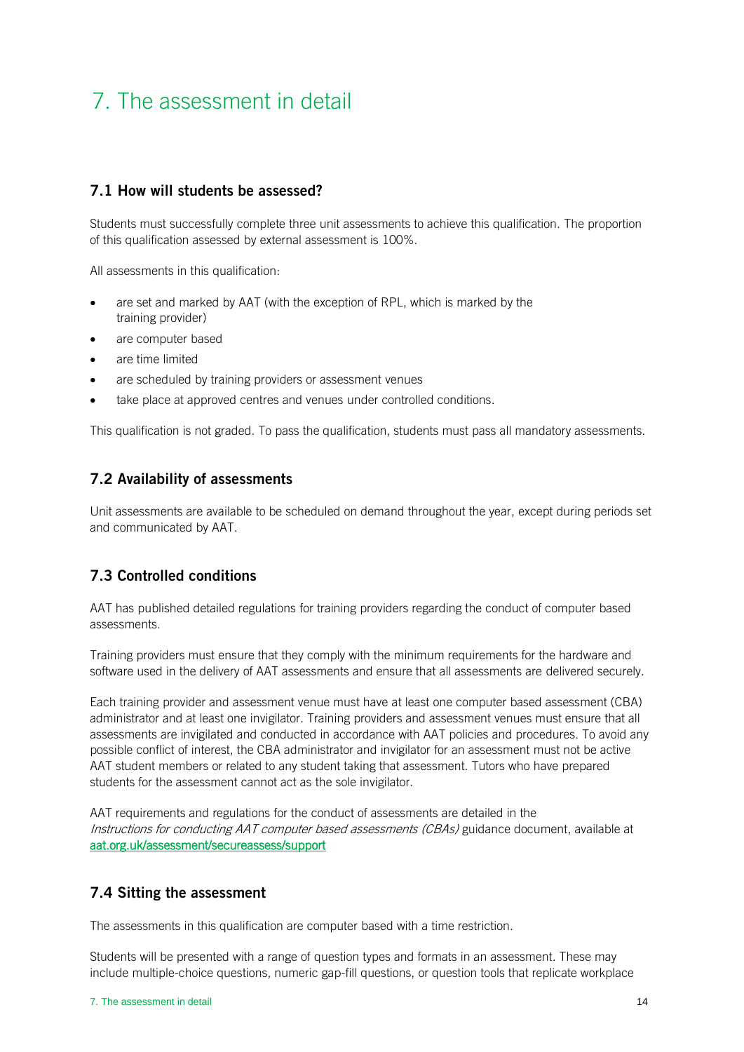# 7. The assessment in detail

## 7.1 How will students be assessed?

Students must successfully complete three unit assessments to achieve this qualification. The proportion of this qualification assessed by external assessment is 100%.

All assessments in this qualification:

- are set and marked by AAT (with the exception of RPL, which is marked by the training provider)
- are computer based
- are time limited
- are scheduled by training providers or assessment venues
- take place at approved centres and venues under controlled conditions.

This qualification is not graded. To pass the qualification, students must pass all mandatory assessments.

## 7.2 Availability of assessments

Unit assessments are available to be scheduled on demand throughout the year, except during periods set and communicated by AAT.

## 7.3 Controlled conditions

AAT has published detailed regulations for training providers regarding the conduct of computer based assessments.

Training providers must ensure that they comply with the minimum requirements for the hardware and software used in the delivery of AAT assessments and ensure that all assessments are delivered securely.

Each training provider and assessment venue must have at least one computer based assessment (CBA) administrator and at least one invigilator. Training providers and assessment venues must ensure that all assessments are invigilated and conducted in accordance with AAT policies and procedures. To avoid any possible conflict of interest, the CBA administrator and invigilator for an assessment must not be active AAT student members or related to any student taking that assessment. Tutors who have prepared students for the assessment cannot act as the sole invigilator.

AAT requirements and regulations for the conduct of assessments are detailed in the *Instructions for conducting AAT computer based assessments (CBAs)* guidance document, available at [aat.org.uk/assessment/secureassess/support](aat.org.uk/assessment/secureassess/support)

## 7.4 Sitting the assessment

The assessments in this qualification are computer based with a time restriction.

Students will be presented with a range of question types and formats in an assessment. These may include multiple-choice questions, numeric gap-fill questions, or question tools that replicate workplace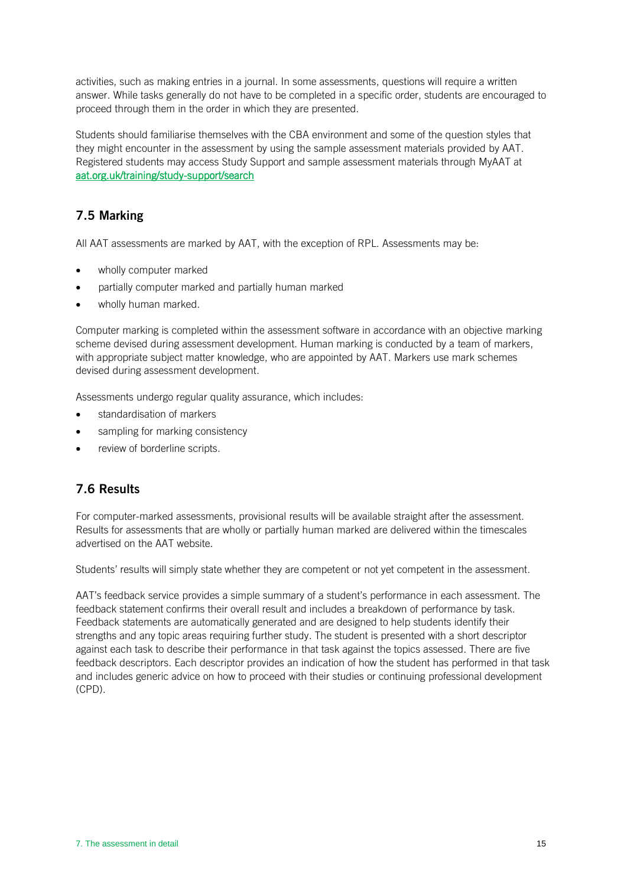activities, such as making entries in a journal. In some assessments, questions will require a written answer. While tasks generally do not have to be completed in a specific order, students are encouraged to proceed through them in the order in which they are presented.

Students should familiarise themselves with the CBA environment and some of the question styles that they might encounter in the assessment by using the sample assessment materials provided by AAT. Registered students may access Study Support and sample assessment materials through MyAAT at [aat.org.uk/training/study-support/search](aat.org.uk/training/study-support/search)

## 7.5 Marking

All AAT assessments are marked by AAT, with the exception of RPL. Assessments may be:

- wholly computer marked
- partially computer marked and partially human marked
- wholly human marked.

Computer marking is completed within the assessment software in accordance with an objective marking scheme devised during assessment development. Human marking is conducted by a team of markers, with appropriate subject matter knowledge, who are appointed by AAT. Markers use mark schemes devised during assessment development.

Assessments undergo regular quality assurance, which includes:

- standardisation of markers
- sampling for marking consistency
- review of borderline scripts.

## 7.6 Results

For computer-marked assessments, provisional results will be available straight after the assessment. Results for assessments that are wholly or partially human marked are delivered within the timescales advertised on the AAT website.

Students' results will simply state whether they are competent or not yet competent in the assessment.

AAT's feedback service provides a simple summary of a student's performance in each assessment. The feedback statement confirms their overall result and includes a breakdown of performance by task. Feedback statements are automatically generated and are designed to help students identify their strengths and any topic areas requiring further study. The student is presented with a short descriptor against each task to describe their performance in that task against the topics assessed. There are five feedback descriptors. Each descriptor provides an indication of how the student has performed in that task and includes generic advice on how to proceed with their studies or continuing professional development (CPD).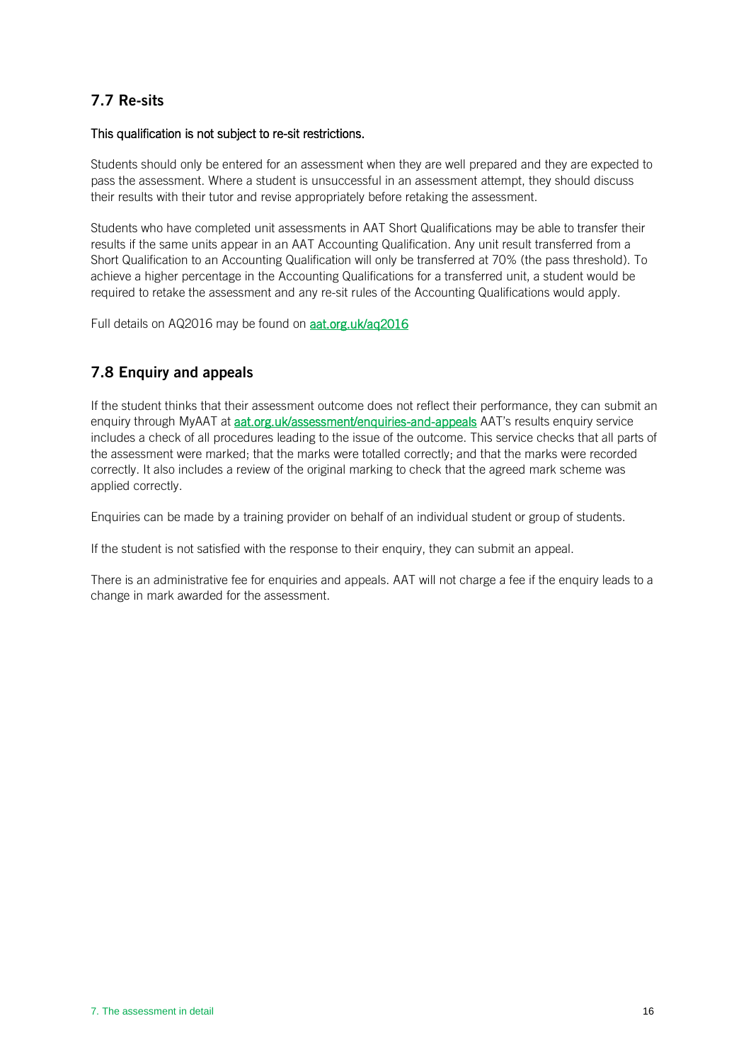## 7.7 Re-sits

**This qualification is not subject to re-sit restrictions.**

Students should only be entered for an assessment when they are well prepared and they are expected to pass the assessment. Where a student is unsuccessful in an assessment attempt, they should discuss their results with their tutor and revise appropriately before retaking the assessment.

Students who have completed unit assessments in AAT Short Qualifications may be able to transfer their results if the same units appear in an AAT Accounting Qualification. Any unit result transferred from a Short Qualification to an Accounting Qualification will only be transferred at 70% (the pass threshold). To achieve a higher percentage in the Accounting Qualifications for a transferred unit, a student would be required to retake the assessment and any re-sit rules of the Accounting Qualifications would apply.

Full details on AQ2016 may be found on aat.org.uk/aq2016

## 7.8 Enquiry and appeals

If the student thinks that their assessment outcome does not reflect their performance, they can submit an enquiry through MyAAT at aat.org.uk/assessment/enquiries-and-appeals AAT's results enquiry service includes a check of all procedures leading to the issue of the outcome. This service checks that all parts of the assessment were marked; that the marks were totalled correctly; and that the marks were recorded correctly. It also includes a review of the original marking to check that the agreed mark scheme was applied correctly.

Enquiries can be made by a training provider on behalf of an individual student or group of students.

If the student is not satisfied with the response to their enquiry, they can submit an appeal.

There is an administrative fee for enquiries and appeals. AAT will not charge a fee if the enquiry leads to a change in mark awarded for the assessment.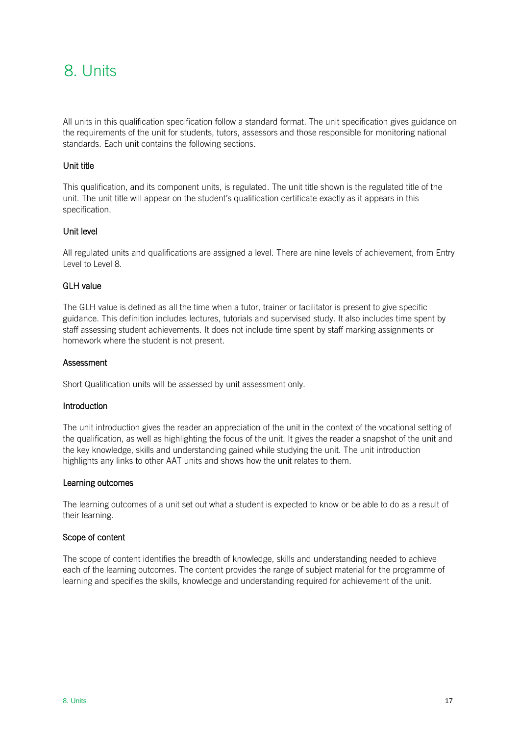# 8. Units

All units in this qualification specification follow a standard format. The unit specification gives guidance on the requirements of the unit for students, tutors, assessors and those responsible for monitoring national standards. Each unit contains the following sections.

### Unit title

This qualification, and its component units, is regulated. The unit title shown is the regulated title of the unit. The unit title will appear on the student's qualification certificate exactly as it appears in this specification.

### Unit level

All regulated units and qualifications are assigned a level. There are nine levels of achievement, from Entry Level to Level 8.

### GLH value

The GLH value is defined as all the time when a tutor, trainer or facilitator is present to give specific guidance. This definition includes lectures, tutorials and supervised study. It also includes time spent by staff assessing student achievements. It does not include time spent by staff marking assignments or homework where the student is not present.

### Assessment

Short Qualification units will be assessed by unit assessment only.

### Introduction

The unit introduction gives the reader an appreciation of the unit in the context of the vocational setting of the qualification, as well as highlighting the focus of the unit. It gives the reader a snapshot of the unit and the key knowledge, skills and understanding gained while studying the unit. The unit introduction highlights any links to other AAT units and shows how the unit relates to them.

### Learning outcomes

The learning outcomes of a unit set out what a student is expected to know or be able to do as a result of their learning.

### Scope of content

The scope of content identifies the breadth of knowledge, skills and understanding needed to achieve each of the learning outcomes. The content provides the range of subject material for the programme of learning and specifies the skills, knowledge and understanding required for achievement of the unit.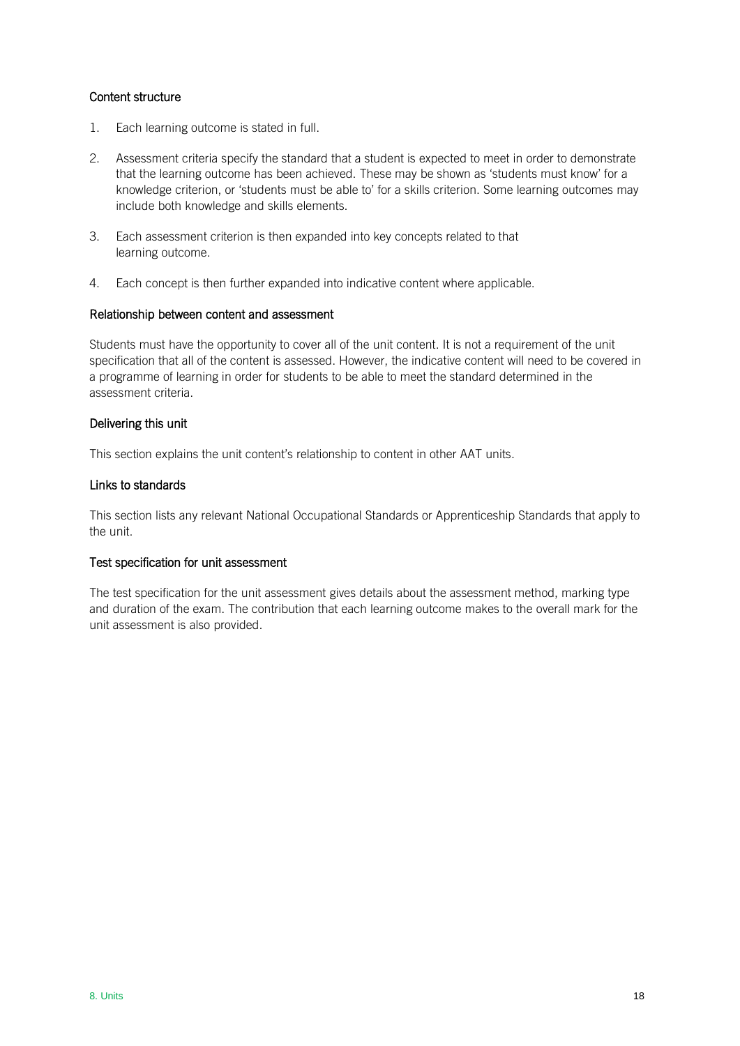### Content structure

1. Each learning outcome is stated in full.
2. Assessment criteria specify the standard that a student is expected to meet in order to demonstrate that the learning outcome has been achieved. These may be shown as 'students must know' for a knowledge criterion, or 'students must be able to' for a skills criterion. Some learning outcomes may include both knowledge and skills elements.
3. Each assessment criterion is then expanded into key concepts related to that learning outcome.
4. Each concept is then further expanded into indicative content where applicable.

### Relationship between content and assessment

Students must have the opportunity to cover all of the unit content. It is not a requirement of the unit specification that all of the content is assessed. However, the indicative content will need to be covered in a programme of learning in order for students to be able to meet the standard determined in the assessment criteria.

### Delivering this unit

This section explains the unit content's relationship to content in other AAT units.

### Links to standards

This section lists any relevant National Occupational Standards or Apprenticeship Standards that apply to the unit.

### Test specification for unit assessment

The test specification for the unit assessment gives details about the assessment method, marking type and duration of the exam. The contribution that each learning outcome makes to the overall mark for the unit assessment is also provided.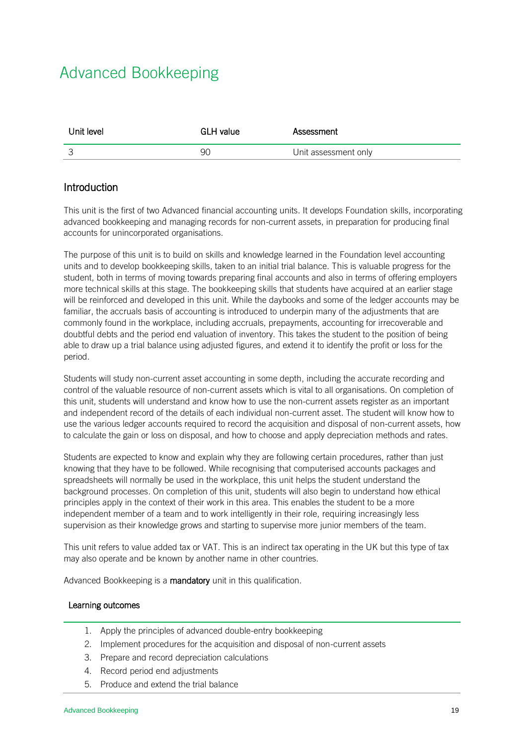# Advanced Bookkeeping

| Unit level | GLH value | Assessment |
|---|---|---|
| 3 | 90 | Unit assessment only |

## Introduction

This unit is the first of two Advanced financial accounting units. It develops Foundation skills, incorporating advanced bookkeeping and managing records for non-current assets, in preparation for producing final accounts for unincorporated organisations.

The purpose of this unit is to build on skills and knowledge learned in the Foundation level accounting units and to develop bookkeeping skills, taken to an initial trial balance. This is valuable progress for the student, both in terms of moving towards preparing final accounts and also in terms of offering employers more technical skills at this stage. The bookkeeping skills that students have acquired at an earlier stage will be reinforced and developed in this unit. While the daybooks and some of the ledger accounts may be familiar, the accruals basis of accounting is introduced to underpin many of the adjustments that are commonly found in the workplace, including accruals, prepayments, accounting for irrecoverable and doubtful debts and the period end valuation of inventory. This takes the student to the position of being able to draw up a trial balance using adjusted figures, and extend it to identify the profit or loss for the period.

Students will study non-current asset accounting in some depth, including the accurate recording and control of the valuable resource of non-current assets which is vital to all organisations. On completion of this unit, students will understand and know how to use the non-current assets register as an important and independent record of the details of each individual non-current asset. The student will know how to use the various ledger accounts required to record the acquisition and disposal of non-current assets, how to calculate the gain or loss on disposal, and how to choose and apply depreciation methods and rates.

Students are expected to know and explain why they are following certain procedures, rather than just knowing that they have to be followed. While recognising that computerised accounts packages and spreadsheets will normally be used in the workplace, this unit helps the student understand the background processes. On completion of this unit, students will also begin to understand how ethical principles apply in the context of their work in this area. This enables the student to be a more independent member of a team and to work intelligently in their role, requiring increasingly less supervision as their knowledge grows and starting to supervise more junior members of the team.

This unit refers to value added tax or VAT. This is an indirect tax operating in the UK but this type of tax may also operate and be known by another name in other countries.

Advanced Bookkeeping is a **mandatory** unit in this qualification.

### Learning outcomes

1. Apply the principles of advanced double-entry bookkeeping
2. Implement procedures for the acquisition and disposal of non-current assets
3. Prepare and record depreciation calculations
4. Record period end adjustments
5. Produce and extend the trial balance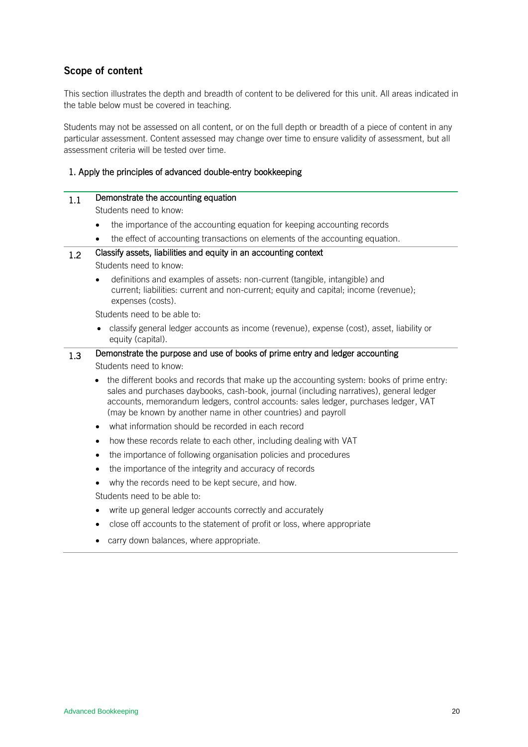## Scope of content

This section illustrates the depth and breadth of content to be delivered for this unit. All areas indicated in the table below must be covered in teaching.

Students may not be assessed on all content, or on the full depth or breadth of a piece of content in any particular assessment. Content assessed may change over time to ensure validity of assessment, but all assessment criteria will be tested over time.

### 1. Apply the principles of advanced double-entry bookkeeping

**1.1 Demonstrate the accounting equation**

Students need to know:

- the importance of the accounting equation for keeping accounting records
- the effect of accounting transactions on elements of the accounting equation.

**1.2 Classify assets, liabilities and equity in an accounting context**

Students need to know:

- definitions and examples of assets: non-current (tangible, intangible) and current; liabilities: current and non-current; equity and capital; income (revenue); expenses (costs).

Students need to be able to:

- classify general ledger accounts as income (revenue), expense (cost), asset, liability or equity (capital).

**1.3 Demonstrate the purpose and use of books of prime entry and ledger accounting**

Students need to know:

- the different books and records that make up the accounting system: books of prime entry: sales and purchases daybooks, cash-book, journal (including narratives), general ledger accounts, memorandum ledgers, control accounts: sales ledger, purchases ledger, VAT (may be known by another name in other countries) and payroll
- what information should be recorded in each record
- how these records relate to each other, including dealing with VAT
- the importance of following organisation policies and procedures
- the importance of the integrity and accuracy of records
- why the records need to be kept secure, and how.

Students need to be able to:

- write up general ledger accounts correctly and accurately
- close off accounts to the statement of profit or loss, where appropriate
- carry down balances, where appropriate.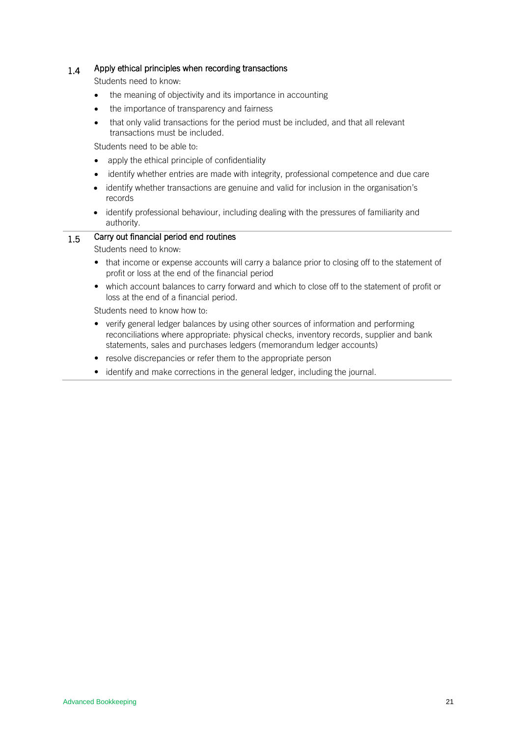### 1.4 Apply ethical principles when recording transactions

Students need to know:

- the meaning of objectivity and its importance in accounting
- the importance of transparency and fairness
- that only valid transactions for the period must be included, and that all relevant transactions must be included.

Students need to be able to:

- apply the ethical principle of confidentiality
- identify whether entries are made with integrity, professional competence and due care
- identify whether transactions are genuine and valid for inclusion in the organisation's records
- identify professional behaviour, including dealing with the pressures of familiarity and authority.

### 1.5 Carry out financial period end routines

Students need to know:

- that income or expense accounts will carry a balance prior to closing off to the statement of profit or loss at the end of the financial period
- which account balances to carry forward and which to close off to the statement of profit or loss at the end of a financial period.

Students need to know how to:

- verify general ledger balances by using other sources of information and performing reconciliations where appropriate: physical checks, inventory records, supplier and bank statements, sales and purchases ledgers (memorandum ledger accounts)
- resolve discrepancies or refer them to the appropriate person
- identify and make corrections in the general ledger, including the journal.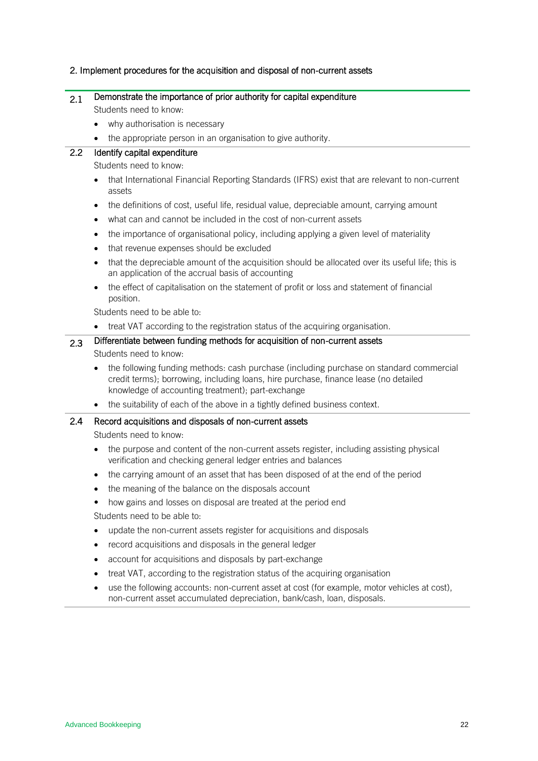## 2. Implement procedures for the acquisition and disposal of non-current assets

### 2.1 Demonstrate the importance of prior authority for capital expenditure

Students need to know:

- why authorisation is necessary
- the appropriate person in an organisation to give authority.

### 2.2 Identify capital expenditure

Students need to know:

- that International Financial Reporting Standards (IFRS) exist that are relevant to non-current assets
- the definitions of cost, useful life, residual value, depreciable amount, carrying amount
- what can and cannot be included in the cost of non-current assets
- the importance of organisational policy, including applying a given level of materiality
- that revenue expenses should be excluded
- that the depreciable amount of the acquisition should be allocated over its useful life; this is an application of the accrual basis of accounting
- the effect of capitalisation on the statement of profit or loss and statement of financial position.

Students need to be able to:

- treat VAT according to the registration status of the acquiring organisation.

### 2.3 Differentiate between funding methods for acquisition of non-current assets

Students need to know:

- the following funding methods: cash purchase (including purchase on standard commercial credit terms); borrowing, including loans, hire purchase, finance lease (no detailed knowledge of accounting treatment); part-exchange
- the suitability of each of the above in a tightly defined business context.

### 2.4 Record acquisitions and disposals of non-current assets

Students need to know:

- the purpose and content of the non-current assets register, including assisting physical verification and checking general ledger entries and balances
- the carrying amount of an asset that has been disposed of at the end of the period
- the meaning of the balance on the disposals account
- how gains and losses on disposal are treated at the period end

Students need to be able to:

- update the non-current assets register for acquisitions and disposals
- record acquisitions and disposals in the general ledger
- account for acquisitions and disposals by part-exchange
- treat VAT, according to the registration status of the acquiring organisation
- use the following accounts: non-current asset at cost (for example, motor vehicles at cost), non-current asset accumulated depreciation, bank/cash, loan, disposals.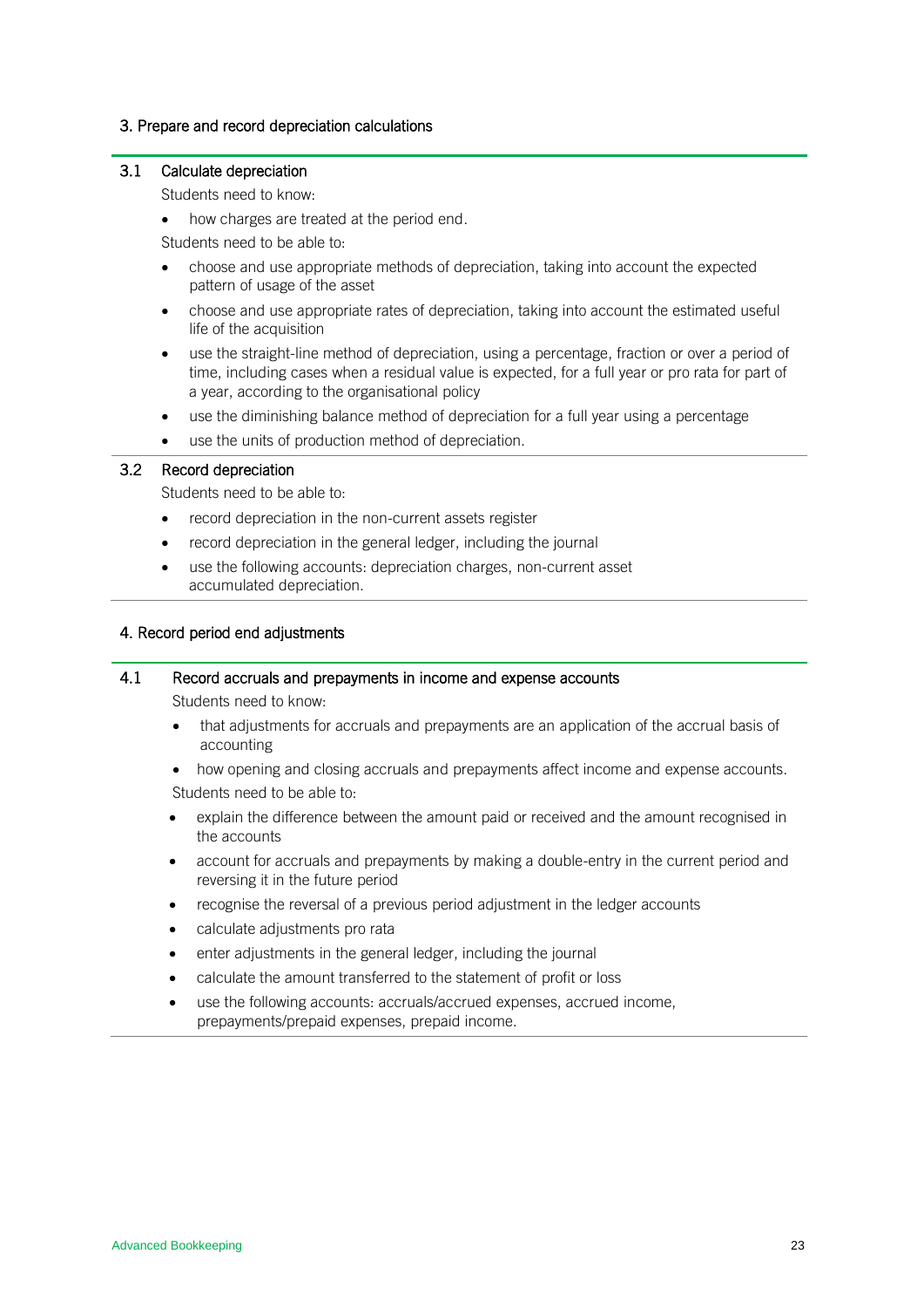## 3. Prepare and record depreciation calculations

### 3.1 Calculate depreciation

Students need to know:

- how charges are treated at the period end.

Students need to be able to:

- choose and use appropriate methods of depreciation, taking into account the expected pattern of usage of the asset
- choose and use appropriate rates of depreciation, taking into account the estimated useful life of the acquisition
- use the straight-line method of depreciation, using a percentage, fraction or over a period of time, including cases when a residual value is expected, for a full year or pro rata for part of a year, according to the organisational policy
- use the diminishing balance method of depreciation for a full year using a percentage
- use the units of production method of depreciation.

### 3.2 Record depreciation

Students need to be able to:

- record depreciation in the non-current assets register
- record depreciation in the general ledger, including the journal
- use the following accounts: depreciation charges, non-current asset accumulated depreciation.

## 4. Record period end adjustments

### 4.1 Record accruals and prepayments in income and expense accounts

Students need to know:

- that adjustments for accruals and prepayments are an application of the accrual basis of accounting
- how opening and closing accruals and prepayments affect income and expense accounts.

Students need to be able to:

- explain the difference between the amount paid or received and the amount recognised in the accounts
- account for accruals and prepayments by making a double-entry in the current period and reversing it in the future period
- recognise the reversal of a previous period adjustment in the ledger accounts
- calculate adjustments pro rata
- enter adjustments in the general ledger, including the journal
- calculate the amount transferred to the statement of profit or loss
- use the following accounts: accruals/accrued expenses, accrued income, prepayments/prepaid expenses, prepaid income.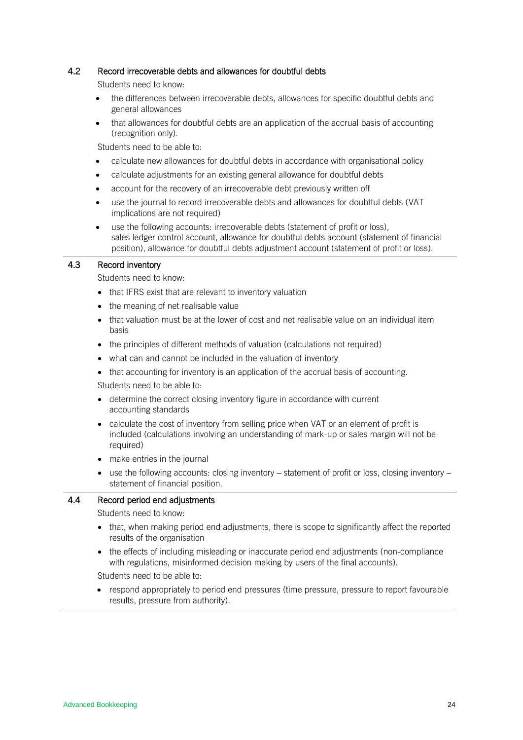### 4.2 Record irrecoverable debts and allowances for doubtful debts

Students need to know:

- the differences between irrecoverable debts, allowances for specific doubtful debts and general allowances
- that allowances for doubtful debts are an application of the accrual basis of accounting (recognition only).

Students need to be able to:

- calculate new allowances for doubtful debts in accordance with organisational policy
- calculate adjustments for an existing general allowance for doubtful debts
- account for the recovery of an irrecoverable debt previously written off
- use the journal to record irrecoverable debts and allowances for doubtful debts (VAT implications are not required)
- use the following accounts: irrecoverable debts (statement of profit or loss), sales ledger control account, allowance for doubtful debts account (statement of financial position), allowance for doubtful debts adjustment account (statement of profit or loss).

### 4.3 Record inventory

Students need to know:

- that IFRS exist that are relevant to inventory valuation
- the meaning of net realisable value
- that valuation must be at the lower of cost and net realisable value on an individual item basis
- the principles of different methods of valuation (calculations not required)
- what can and cannot be included in the valuation of inventory
- that accounting for inventory is an application of the accrual basis of accounting.

Students need to be able to:

- determine the correct closing inventory figure in accordance with current accounting standards
- calculate the cost of inventory from selling price when VAT or an element of profit is included (calculations involving an understanding of mark-up or sales margin will not be required)
- make entries in the journal
- use the following accounts: closing inventory – statement of profit or loss, closing inventory – statement of financial position.

### 4.4 Record period end adjustments

Students need to know:

- that, when making period end adjustments, there is scope to significantly affect the reported results of the organisation
- the effects of including misleading or inaccurate period end adjustments (non-compliance with regulations, misinformed decision making by users of the final accounts).

Students need to be able to:

- respond appropriately to period end pressures (time pressure, pressure to report favourable results, pressure from authority).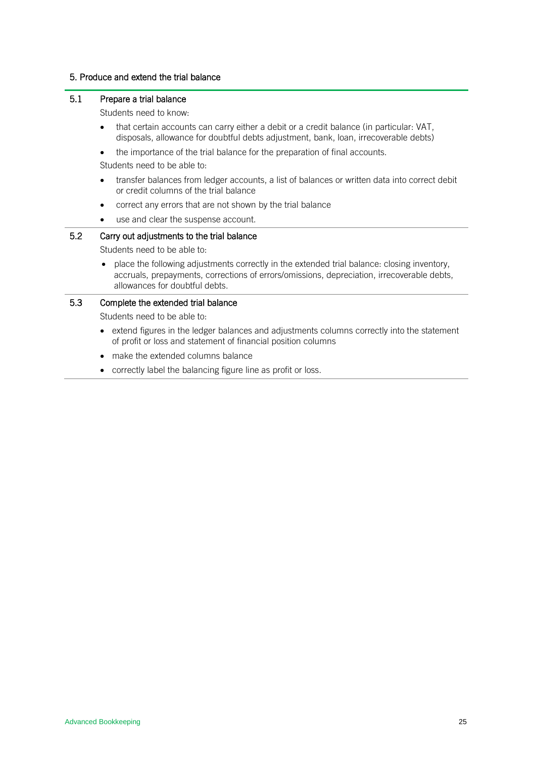## 5. Produce and extend the trial balance

### 5.1 Prepare a trial balance

Students need to know:

- that certain accounts can carry either a debit or a credit balance (in particular: VAT, disposals, allowance for doubtful debts adjustment, bank, loan, irrecoverable debts)
- the importance of the trial balance for the preparation of final accounts.

Students need to be able to:

- transfer balances from ledger accounts, a list of balances or written data into correct debit or credit columns of the trial balance
- correct any errors that are not shown by the trial balance
- use and clear the suspense account.

### 5.2 Carry out adjustments to the trial balance

Students need to be able to:

- place the following adjustments correctly in the extended trial balance: closing inventory, accruals, prepayments, corrections of errors/omissions, depreciation, irrecoverable debts, allowances for doubtful debts.

### 5.3 Complete the extended trial balance

Students need to be able to:

- extend figures in the ledger balances and adjustments columns correctly into the statement of profit or loss and statement of financial position columns
- make the extended columns balance
- correctly label the balancing figure line as profit or loss.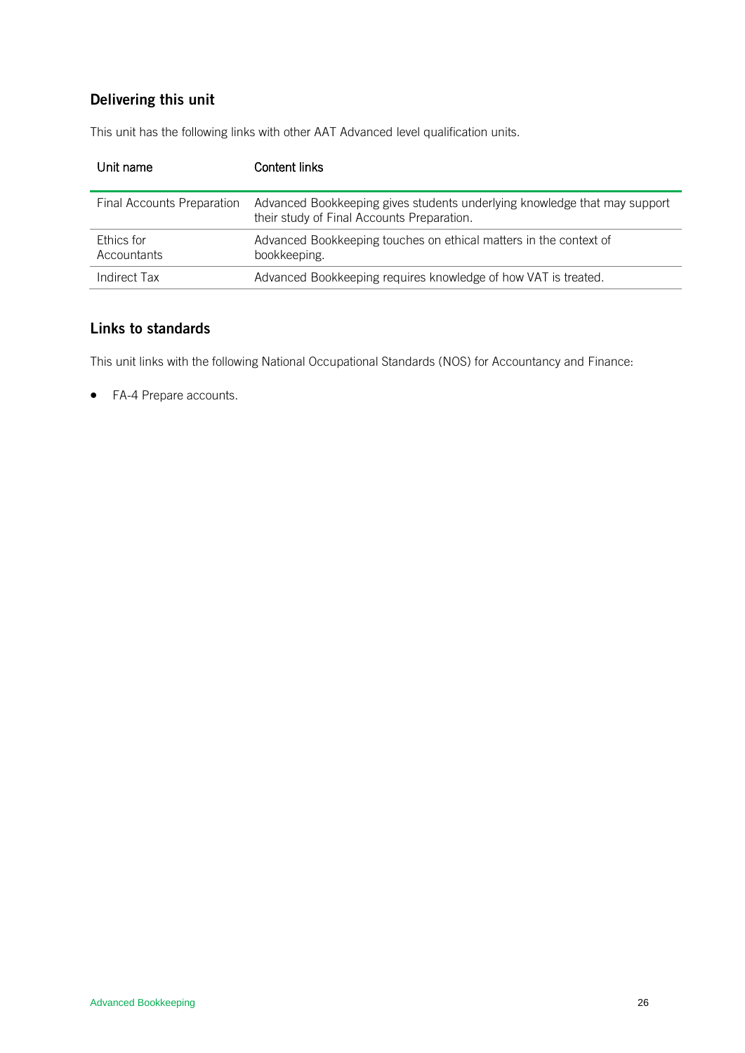## Delivering this unit

This unit has the following links with other AAT Advanced level qualification units.

| Unit name | Content links |
|---|---|
| Final Accounts Preparation | Advanced Bookkeeping gives students underlying knowledge that may support their study of Final Accounts Preparation. |
| Ethics for Accountants | Advanced Bookkeeping touches on ethical matters in the context of bookkeeping. |
| Indirect Tax | Advanced Bookkeeping requires knowledge of how VAT is treated. |

## Links to standards

This unit links with the following National Occupational Standards (NOS) for Accountancy and Finance:

- FA-4 Prepare accounts.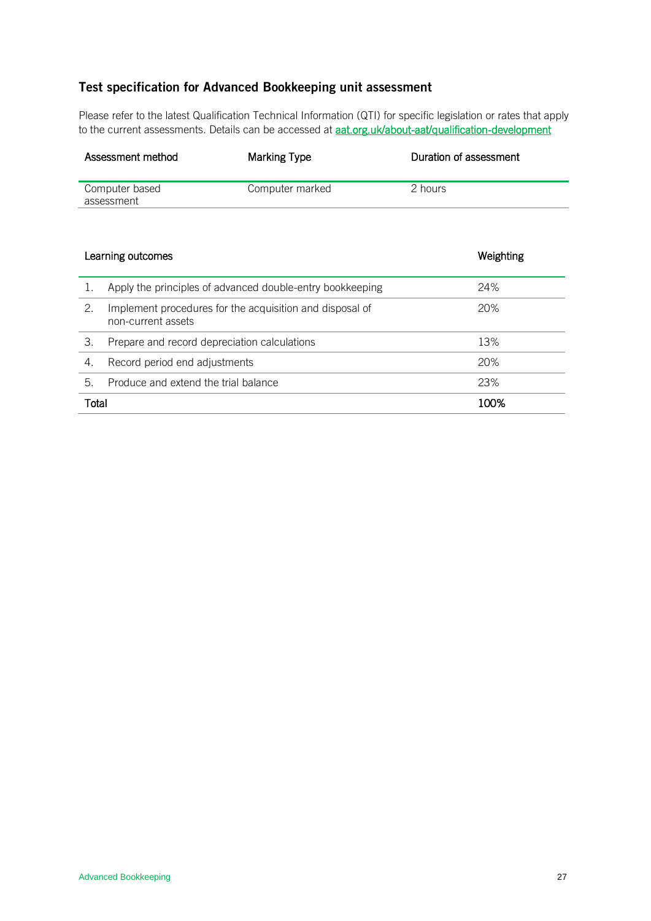## Test specification for Advanced Bookkeeping unit assessment

Please refer to the latest Qualification Technical Information (QTI) for specific legislation or rates that apply to the current assessments. Details can be accessed at [aat.org.uk/about-aat/qualification-development](aat.org.uk/about-aat/qualification-development)

| Assessment method | Marking Type | Duration of assessment |
|---|---|---|
| Computer based assessment | Computer marked | 2 hours |

| Learning outcomes | | Weighting |
|---|---|---|
| 1. | Apply the principles of advanced double-entry bookkeeping | 24% |
| 2. | Implement procedures for the acquisition and disposal of non-current assets | 20% |
| 3. | Prepare and record depreciation calculations | 13% |
| 4. | Record period end adjustments | 20% |
| 5. | Produce and extend the trial balance | 23% |
| **Total** | | **100%** |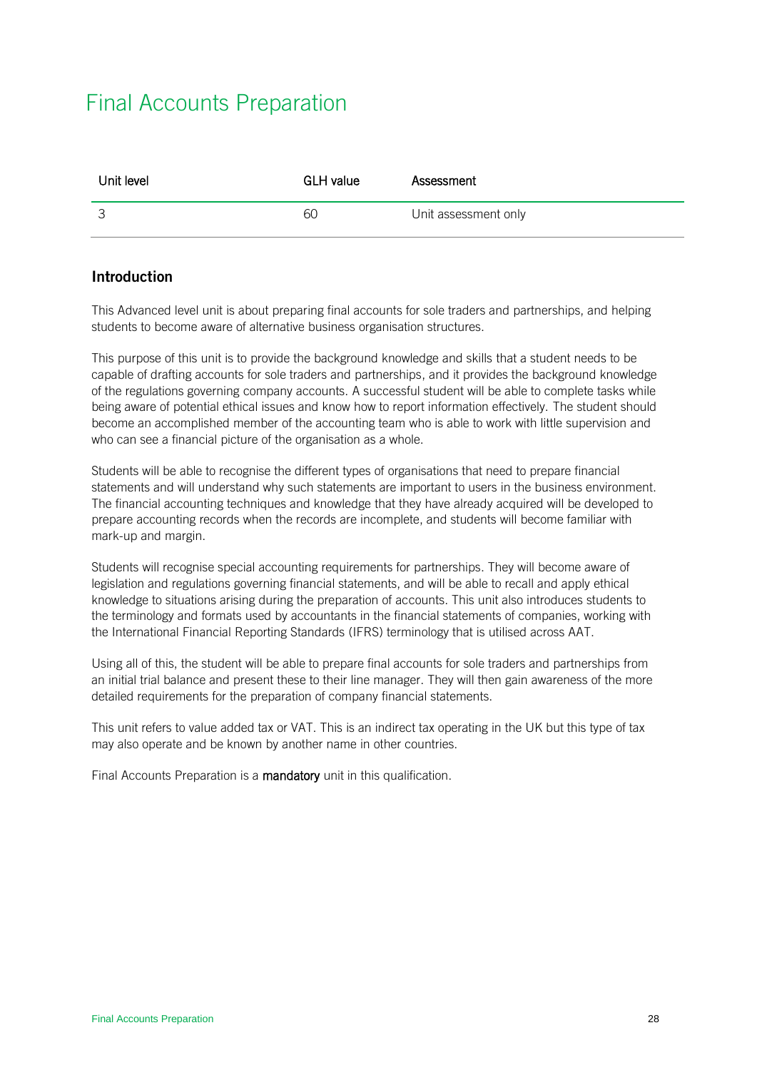# Final Accounts Preparation

| Unit level | GLH value | Assessment |
|---|---|---|
| 3 | 60 | Unit assessment only |

## Introduction

This Advanced level unit is about preparing final accounts for sole traders and partnerships, and helping students to become aware of alternative business organisation structures.

This purpose of this unit is to provide the background knowledge and skills that a student needs to be capable of drafting accounts for sole traders and partnerships, and it provides the background knowledge of the regulations governing company accounts. A successful student will be able to complete tasks while being aware of potential ethical issues and know how to report information effectively. The student should become an accomplished member of the accounting team who is able to work with little supervision and who can see a financial picture of the organisation as a whole.

Students will be able to recognise the different types of organisations that need to prepare financial statements and will understand why such statements are important to users in the business environment. The financial accounting techniques and knowledge that they have already acquired will be developed to prepare accounting records when the records are incomplete, and students will become familiar with mark-up and margin.

Students will recognise special accounting requirements for partnerships. They will become aware of legislation and regulations governing financial statements, and will be able to recall and apply ethical knowledge to situations arising during the preparation of accounts. This unit also introduces students to the terminology and formats used by accountants in the financial statements of companies, working with the International Financial Reporting Standards (IFRS) terminology that is utilised across AAT.

Using all of this, the student will be able to prepare final accounts for sole traders and partnerships from an initial trial balance and present these to their line manager. They will then gain awareness of the more detailed requirements for the preparation of company financial statements.

This unit refers to value added tax or VAT. This is an indirect tax operating in the UK but this type of tax may also operate and be known by another name in other countries.

Final Accounts Preparation is a mandatory unit in this qualification.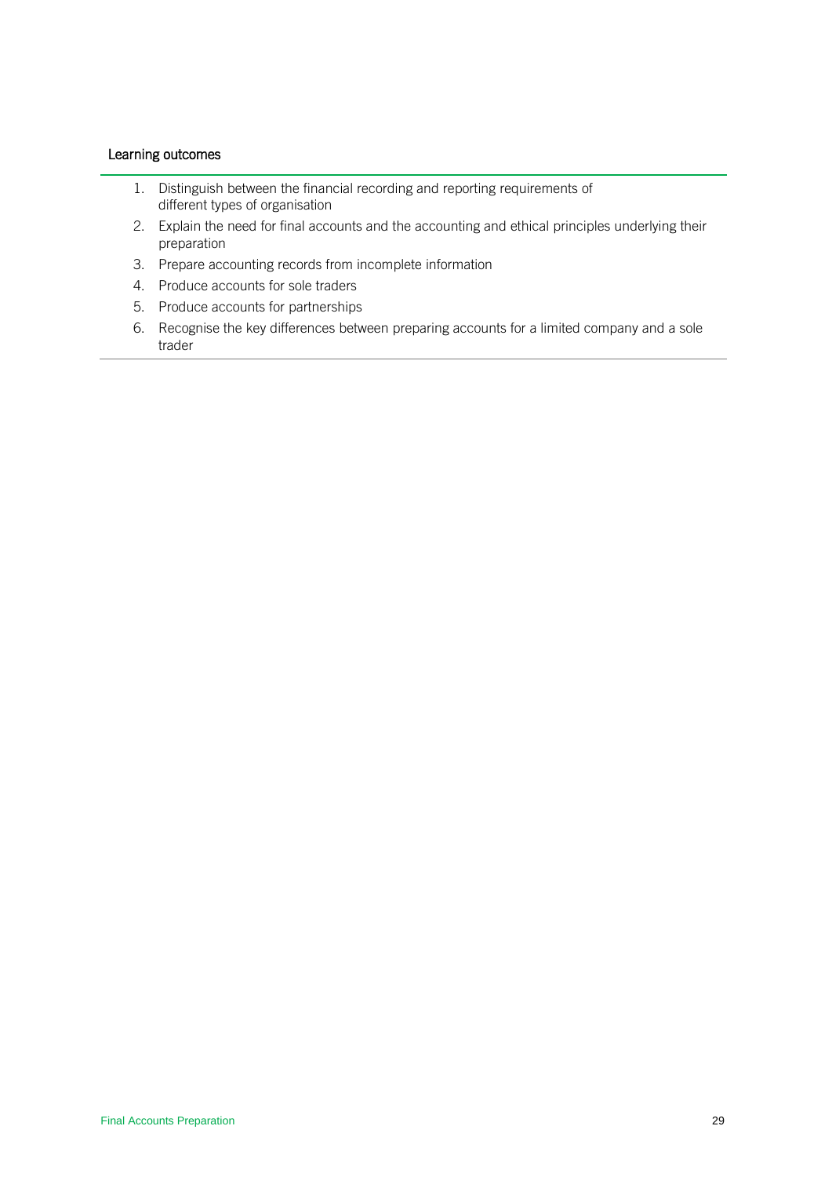### Learning outcomes

1. Distinguish between the financial recording and reporting requirements of different types of organisation
2. Explain the need for final accounts and the accounting and ethical principles underlying their preparation
3. Prepare accounting records from incomplete information
4. Produce accounts for sole traders
5. Produce accounts for partnerships
6. Recognise the key differences between preparing accounts for a limited company and a sole trader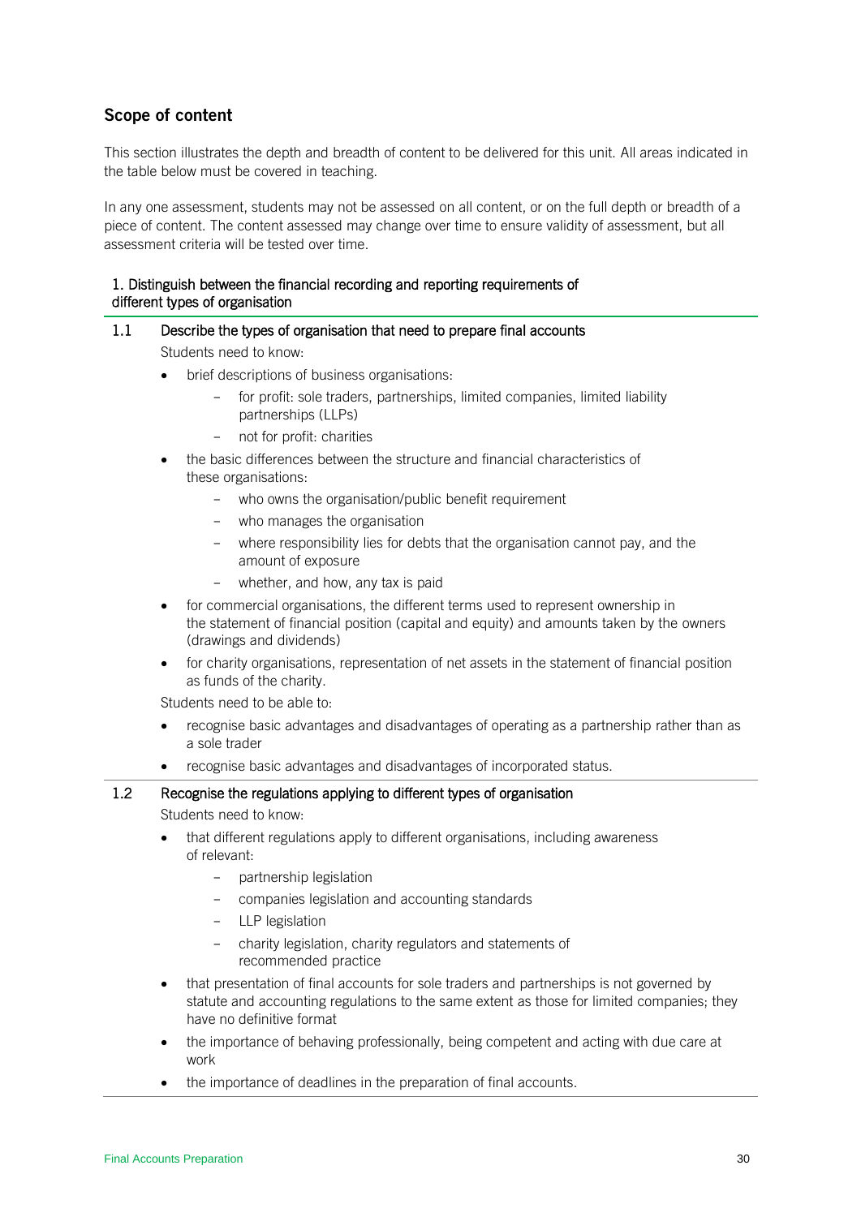## Scope of content

This section illustrates the depth and breadth of content to be delivered for this unit. All areas indicated in the table below must be covered in teaching.

In any one assessment, students may not be assessed on all content, or on the full depth or breadth of a piece of content. The content assessed may change over time to ensure validity of assessment, but all assessment criteria will be tested over time.

### 1. Distinguish between the financial recording and reporting requirements of different types of organisation

#### 1.1 Describe the types of organisation that need to prepare final accounts

Students need to know:

- brief descriptions of business organisations:
  - for profit: sole traders, partnerships, limited companies, limited liability partnerships (LLPs)
  - not for profit: charities
- the basic differences between the structure and financial characteristics of these organisations:
  - who owns the organisation/public benefit requirement
  - who manages the organisation
  - where responsibility lies for debts that the organisation cannot pay, and the amount of exposure
  - whether, and how, any tax is paid
- for commercial organisations, the different terms used to represent ownership in the statement of financial position (capital and equity) and amounts taken by the owners (drawings and dividends)
- for charity organisations, representation of net assets in the statement of financial position as funds of the charity.

Students need to be able to:

- recognise basic advantages and disadvantages of operating as a partnership rather than as a sole trader
- recognise basic advantages and disadvantages of incorporated status.

#### 1.2 Recognise the regulations applying to different types of organisation

Students need to know:

- that different regulations apply to different organisations, including awareness of relevant:
  - partnership legislation
  - companies legislation and accounting standards
  - LLP legislation
  - charity legislation, charity regulators and statements of recommended practice
- that presentation of final accounts for sole traders and partnerships is not governed by statute and accounting regulations to the same extent as those for limited companies; they have no definitive format
- the importance of behaving professionally, being competent and acting with due care at work
- the importance of deadlines in the preparation of final accounts.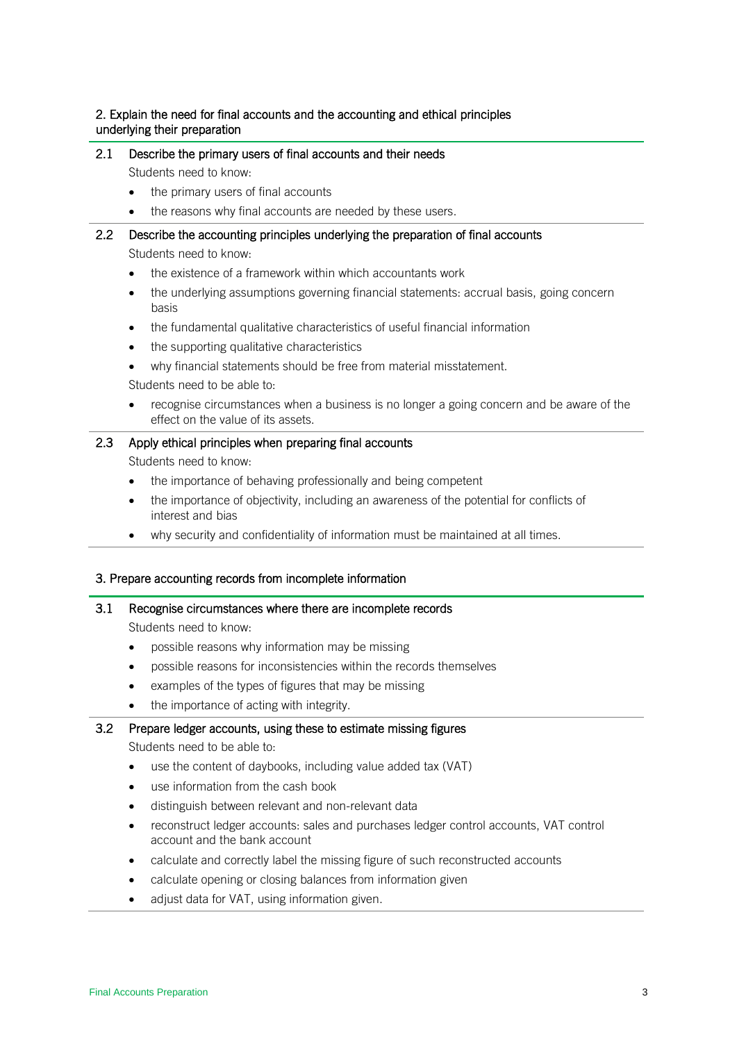## 2. Explain the need for final accounts and the accounting and ethical principles underlying their preparation

### 2.1 Describe the primary users of final accounts and their needs

Students need to know:

- the primary users of final accounts
- the reasons why final accounts are needed by these users.

### 2.2 Describe the accounting principles underlying the preparation of final accounts

Students need to know:

- the existence of a framework within which accountants work
- the underlying assumptions governing financial statements: accrual basis, going concern basis
- the fundamental qualitative characteristics of useful financial information
- the supporting qualitative characteristics
- why financial statements should be free from material misstatement.

Students need to be able to:

- recognise circumstances when a business is no longer a going concern and be aware of the effect on the value of its assets.

### 2.3 Apply ethical principles when preparing final accounts

Students need to know:

- the importance of behaving professionally and being competent
- the importance of objectivity, including an awareness of the potential for conflicts of interest and bias
- why security and confidentiality of information must be maintained at all times.

## 3. Prepare accounting records from incomplete information

### 3.1 Recognise circumstances where there are incomplete records

Students need to know:

- possible reasons why information may be missing
- possible reasons for inconsistencies within the records themselves
- examples of the types of figures that may be missing
- the importance of acting with integrity.

### 3.2 Prepare ledger accounts, using these to estimate missing figures

Students need to be able to:

- use the content of daybooks, including value added tax (VAT)
- use information from the cash book
- distinguish between relevant and non-relevant data
- reconstruct ledger accounts: sales and purchases ledger control accounts, VAT control account and the bank account
- calculate and correctly label the missing figure of such reconstructed accounts
- calculate opening or closing balances from information given
- adjust data for VAT, using information given.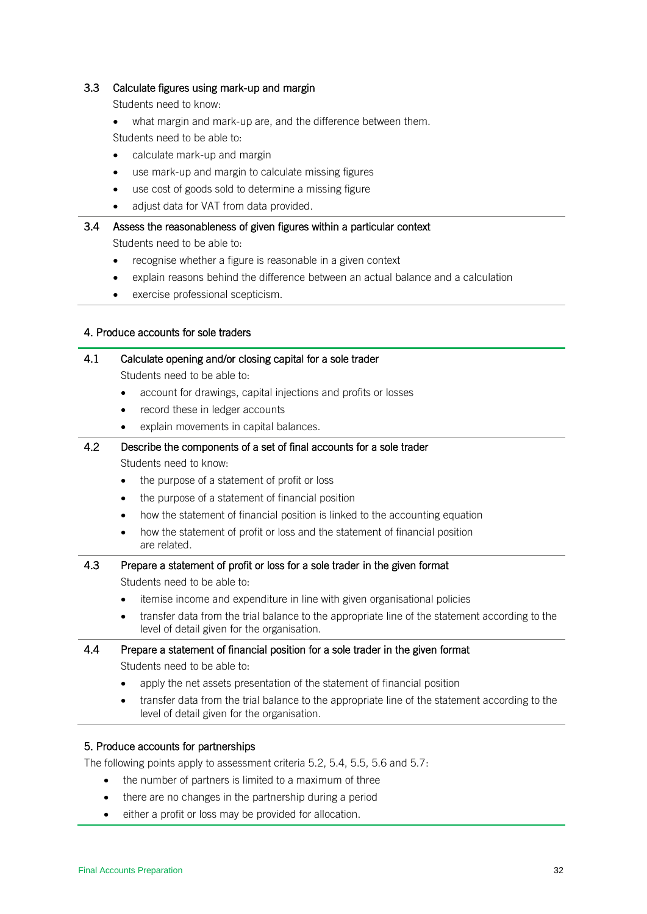### 3.3 Calculate figures using mark-up and margin

Students need to know:

- what margin and mark-up are, and the difference between them.

Students need to be able to:

- calculate mark-up and margin
- use mark-up and margin to calculate missing figures
- use cost of goods sold to determine a missing figure
- adjust data for VAT from data provided.

### 3.4 Assess the reasonableness of given figures within a particular context

Students need to be able to:

- recognise whether a figure is reasonable in a given context
- explain reasons behind the difference between an actual balance and a calculation
- exercise professional scepticism.

## 4. Produce accounts for sole traders

### 4.1 Calculate opening and/or closing capital for a sole trader

Students need to be able to:

- account for drawings, capital injections and profits or losses
- record these in ledger accounts
- explain movements in capital balances.

### 4.2 Describe the components of a set of final accounts for a sole trader

Students need to know:

- the purpose of a statement of profit or loss
- the purpose of a statement of financial position
- how the statement of financial position is linked to the accounting equation
- how the statement of profit or loss and the statement of financial position are related.

### 4.3 Prepare a statement of profit or loss for a sole trader in the given format

Students need to be able to:

- itemise income and expenditure in line with given organisational policies
- transfer data from the trial balance to the appropriate line of the statement according to the level of detail given for the organisation.

### 4.4 Prepare a statement of financial position for a sole trader in the given format

Students need to be able to:

- apply the net assets presentation of the statement of financial position
- transfer data from the trial balance to the appropriate line of the statement according to the level of detail given for the organisation.

## 5. Produce accounts for partnerships

The following points apply to assessment criteria 5.2, 5.4, 5.5, 5.6 and 5.7:

- the number of partners is limited to a maximum of three
- there are no changes in the partnership during a period
- either a profit or loss may be provided for allocation.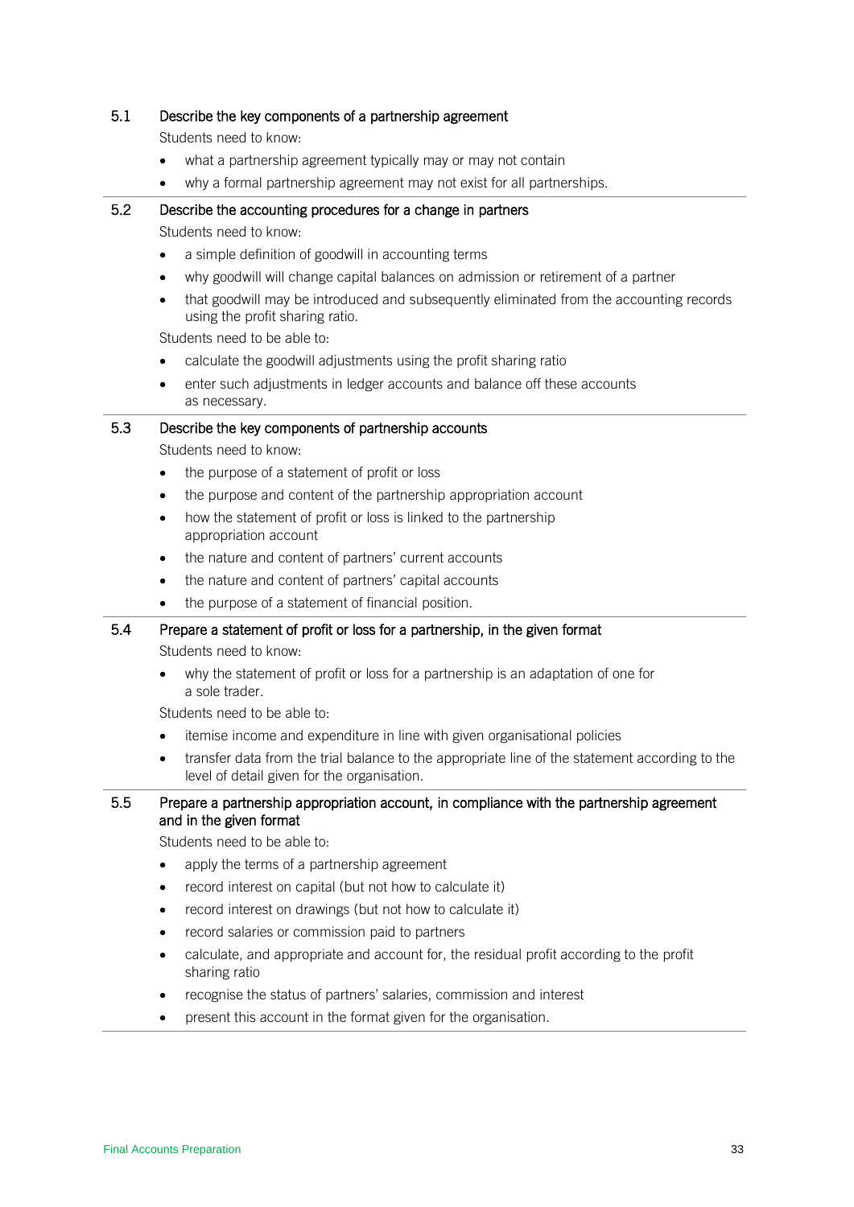**5.1 Describe the key components of a partnership agreement**

Students need to know:

- what a partnership agreement typically may or may not contain
- why a formal partnership agreement may not exist for all partnerships.

**5.2 Describe the accounting procedures for a change in partners**

Students need to know:

- a simple definition of goodwill in accounting terms
- why goodwill will change capital balances on admission or retirement of a partner
- that goodwill may be introduced and subsequently eliminated from the accounting records using the profit sharing ratio.

Students need to be able to:

- calculate the goodwill adjustments using the profit sharing ratio
- enter such adjustments in ledger accounts and balance off these accounts as necessary.

**5.3 Describe the key components of partnership accounts**

Students need to know:

- the purpose of a statement of profit or loss
- the purpose and content of the partnership appropriation account
- how the statement of profit or loss is linked to the partnership appropriation account
- the nature and content of partners' current accounts
- the nature and content of partners' capital accounts
- the purpose of a statement of financial position.

**5.4 Prepare a statement of profit or loss for a partnership, in the given format**

Students need to know:

- why the statement of profit or loss for a partnership is an adaptation of one for a sole trader.

Students need to be able to:

- itemise income and expenditure in line with given organisational policies
- transfer data from the trial balance to the appropriate line of the statement according to the level of detail given for the organisation.

**5.5 Prepare a partnership appropriation account, in compliance with the partnership agreement and in the given format**

Students need to be able to:

- apply the terms of a partnership agreement
- record interest on capital (but not how to calculate it)
- record interest on drawings (but not how to calculate it)
- record salaries or commission paid to partners
- calculate, and appropriate and account for, the residual profit according to the profit sharing ratio
- recognise the status of partners' salaries, commission and interest
- present this account in the format given for the organisation.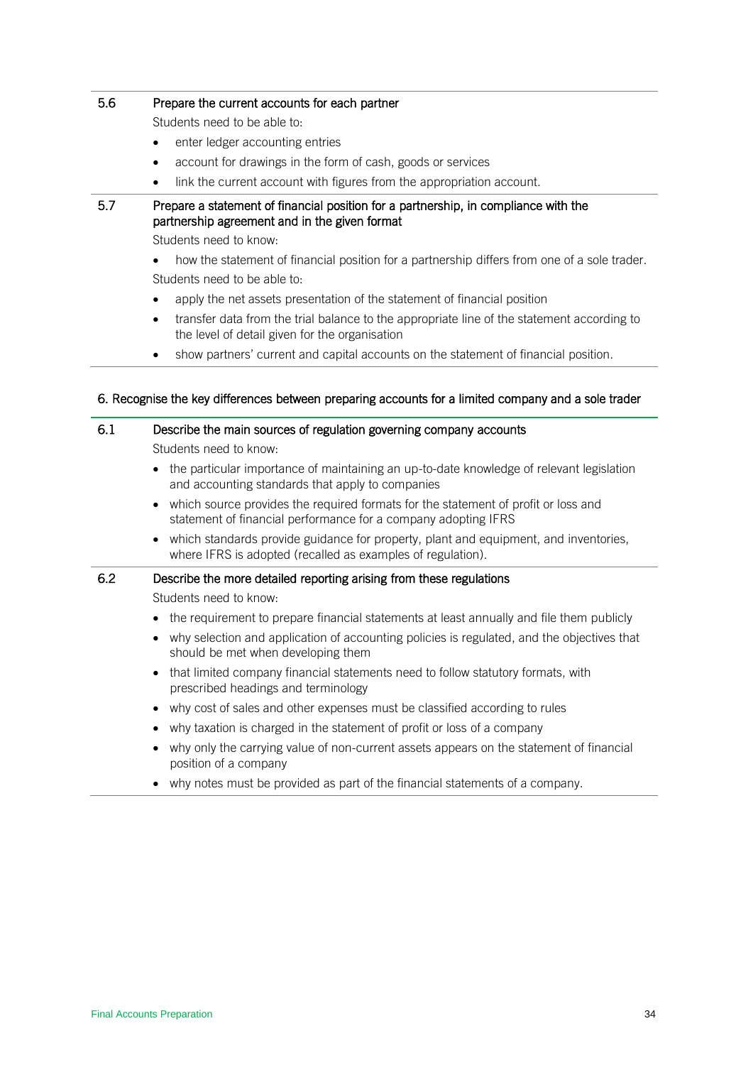**5.6 Prepare the current accounts for each partner**

Students need to be able to:

- enter ledger accounting entries
- account for drawings in the form of cash, goods or services
- link the current account with figures from the appropriation account.

**5.7 Prepare a statement of financial position for a partnership, in compliance with the partnership agreement and in the given format**

Students need to know:

- how the statement of financial position for a partnership differs from one of a sole trader.

Students need to be able to:

- apply the net assets presentation of the statement of financial position
- transfer data from the trial balance to the appropriate line of the statement according to the level of detail given for the organisation
- show partners' current and capital accounts on the statement of financial position.

## 6. Recognise the key differences between preparing accounts for a limited company and a sole trader

**6.1 Describe the main sources of regulation governing company accounts**

Students need to know:

- the particular importance of maintaining an up-to-date knowledge of relevant legislation and accounting standards that apply to companies
- which source provides the required formats for the statement of profit or loss and statement of financial performance for a company adopting IFRS
- which standards provide guidance for property, plant and equipment, and inventories, where IFRS is adopted (recalled as examples of regulation).

**6.2 Describe the more detailed reporting arising from these regulations**

Students need to know:

- the requirement to prepare financial statements at least annually and file them publicly
- why selection and application of accounting policies is regulated, and the objectives that should be met when developing them
- that limited company financial statements need to follow statutory formats, with prescribed headings and terminology
- why cost of sales and other expenses must be classified according to rules
- why taxation is charged in the statement of profit or loss of a company
- why only the carrying value of non-current assets appears on the statement of financial position of a company
- why notes must be provided as part of the financial statements of a company.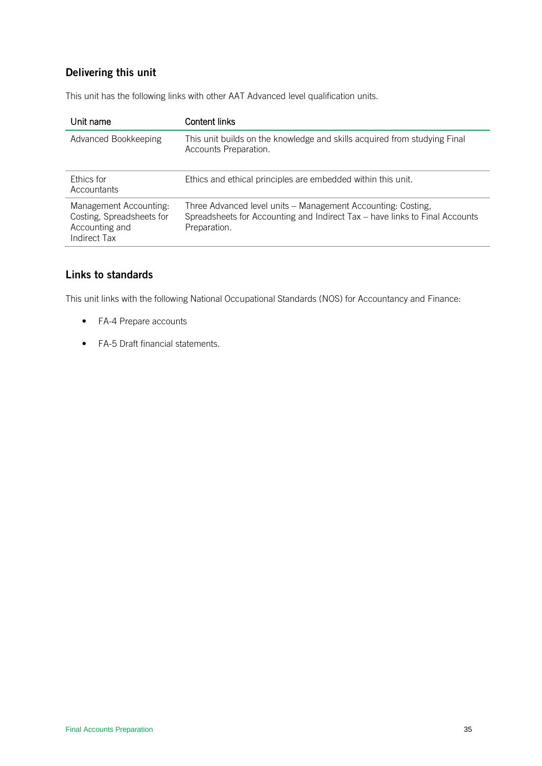## Delivering this unit

This unit has the following links with other AAT Advanced level qualification units.

| Unit name | Content links |
|---|---|
| Advanced Bookkeeping | This unit builds on the knowledge and skills acquired from studying Final Accounts Preparation. |
| Ethics for Accountants | Ethics and ethical principles are embedded within this unit. |
| Management Accounting: Costing, Spreadsheets for Accounting and Indirect Tax | Three Advanced level units – Management Accounting: Costing, Spreadsheets for Accounting and Indirect Tax – have links to Final Accounts Preparation. |

## Links to standards

This unit links with the following National Occupational Standards (NOS) for Accountancy and Finance:

- FA-4 Prepare accounts
- FA-5 Draft financial statements.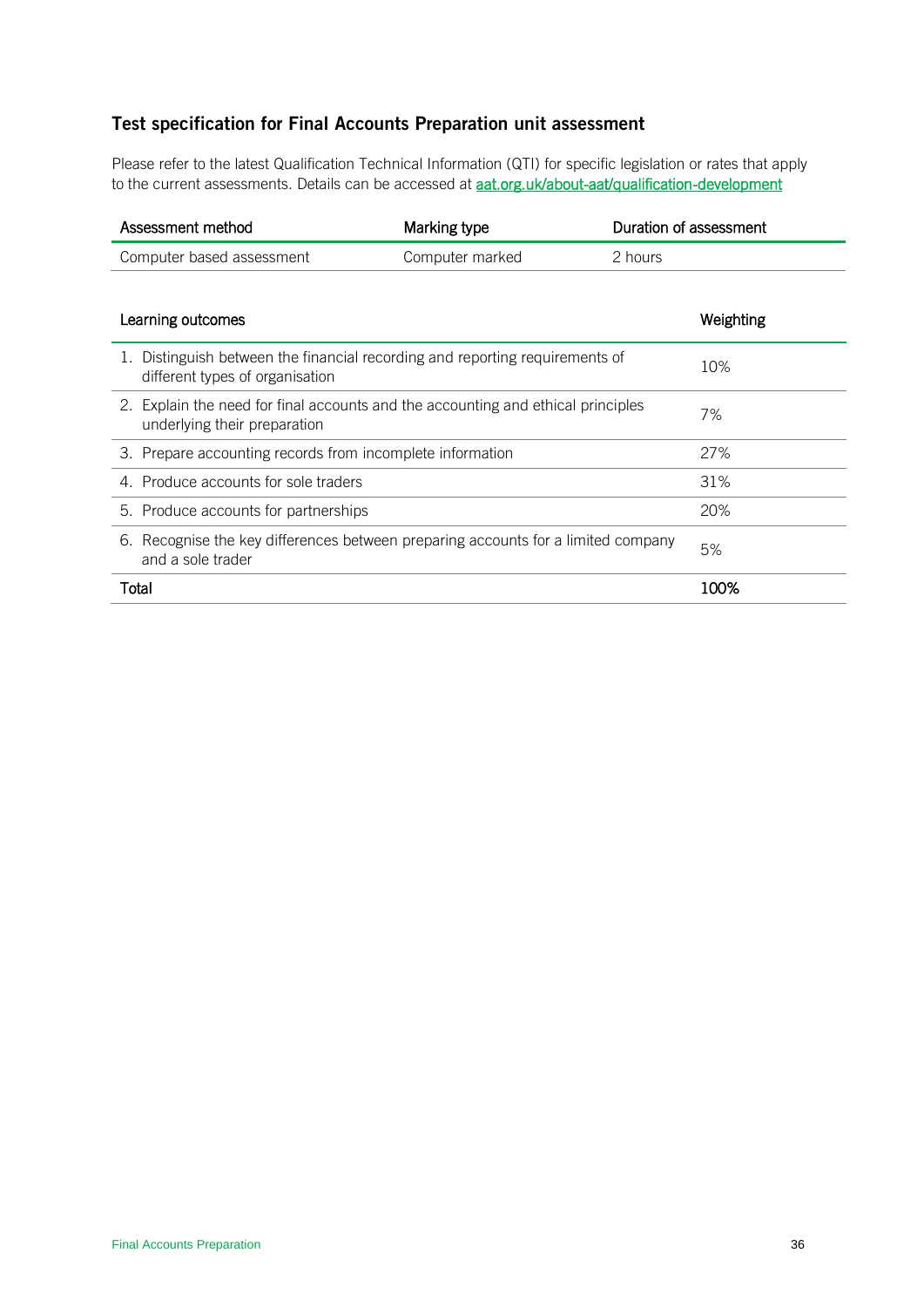## Test specification for Final Accounts Preparation unit assessment

Please refer to the latest Qualification Technical Information (QTI) for specific legislation or rates that apply to the current assessments. Details can be accessed at [aat.org.uk/about-aat/qualification-development](aat.org.uk/about-aat/qualification-development)

| Assessment method | Marking type | Duration of assessment |
|---|---|---|
| Computer based assessment | Computer marked | 2 hours |

| Learning outcomes | Weighting |
|---|---|
| 1. Distinguish between the financial recording and reporting requirements of different types of organisation | 10% |
| 2. Explain the need for final accounts and the accounting and ethical principles underlying their preparation | 7% |
| 3. Prepare accounting records from incomplete information | 27% |
| 4. Produce accounts for sole traders | 31% |
| 5. Produce accounts for partnerships | 20% |
| 6. Recognise the key differences between preparing accounts for a limited company and a sole trader | 5% |
| **Total** | **100%** |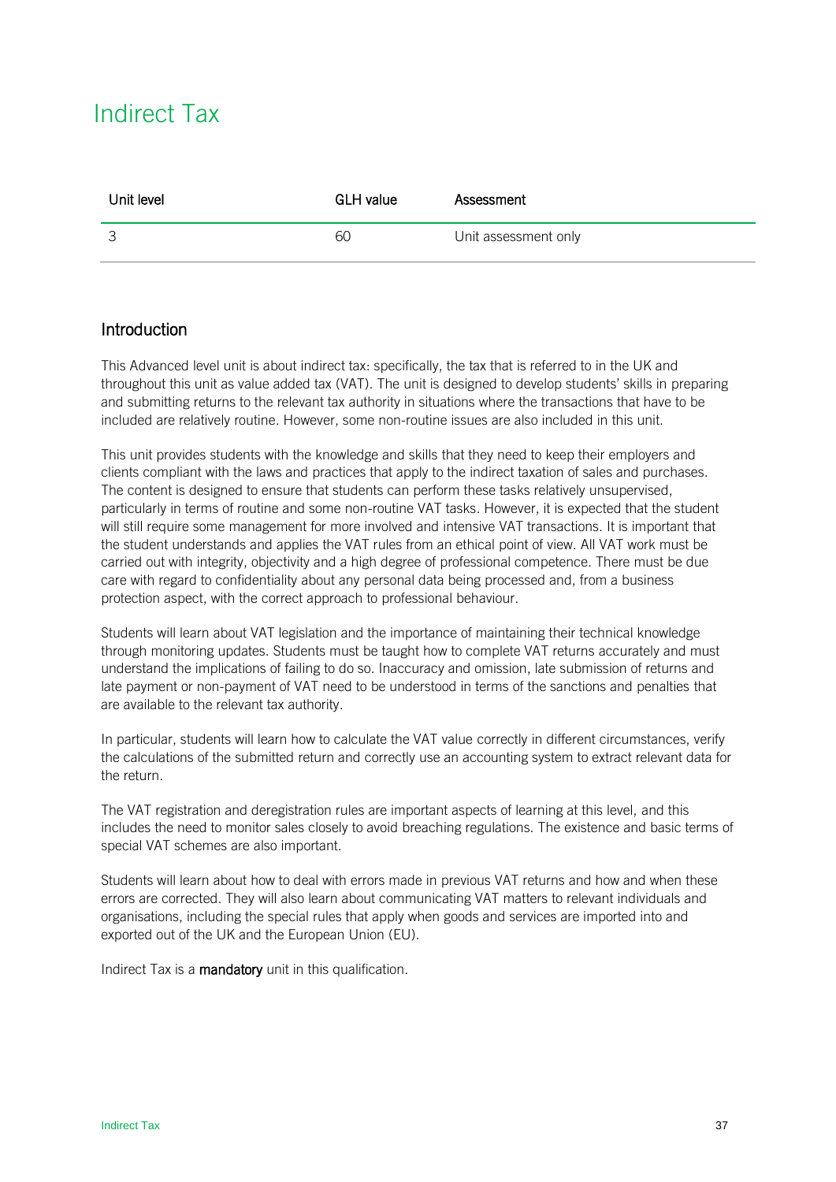# Indirect Tax

| Unit level | GLH value | Assessment |
| --- | --- | --- |
| 3 | 60 | Unit assessment only |

## Introduction

This Advanced level unit is about indirect tax: specifically, the tax that is referred to in the UK and throughout this unit as value added tax (VAT). The unit is designed to develop students' skills in preparing and submitting returns to the relevant tax authority in situations where the transactions that have to be included are relatively routine. However, some non-routine issues are also included in this unit.

This unit provides students with the knowledge and skills that they need to keep their employers and clients compliant with the laws and practices that apply to the indirect taxation of sales and purchases. The content is designed to ensure that students can perform these tasks relatively unsupervised, particularly in terms of routine and some non-routine VAT tasks. However, it is expected that the student will still require some management for more involved and intensive VAT transactions. It is important that the student understands and applies the VAT rules from an ethical point of view. All VAT work must be carried out with integrity, objectivity and a high degree of professional competence. There must be due care with regard to confidentiality about any personal data being processed and, from a business protection aspect, with the correct approach to professional behaviour.

Students will learn about VAT legislation and the importance of maintaining their technical knowledge through monitoring updates. Students must be taught how to complete VAT returns accurately and must understand the implications of failing to do so. Inaccuracy and omission, late submission of returns and late payment or non-payment of VAT need to be understood in terms of the sanctions and penalties that are available to the relevant tax authority.

In particular, students will learn how to calculate the VAT value correctly in different circumstances, verify the calculations of the submitted return and correctly use an accounting system to extract relevant data for the return.

The VAT registration and deregistration rules are important aspects of learning at this level, and this includes the need to monitor sales closely to avoid breaching regulations. The existence and basic terms of special VAT schemes are also important.

Students will learn about how to deal with errors made in previous VAT returns and how and when these errors are corrected. They will also learn about communicating VAT matters to relevant individuals and organisations, including the special rules that apply when goods and services are imported into and exported out of the UK and the European Union (EU).

Indirect Tax is a **mandatory** unit in this qualification.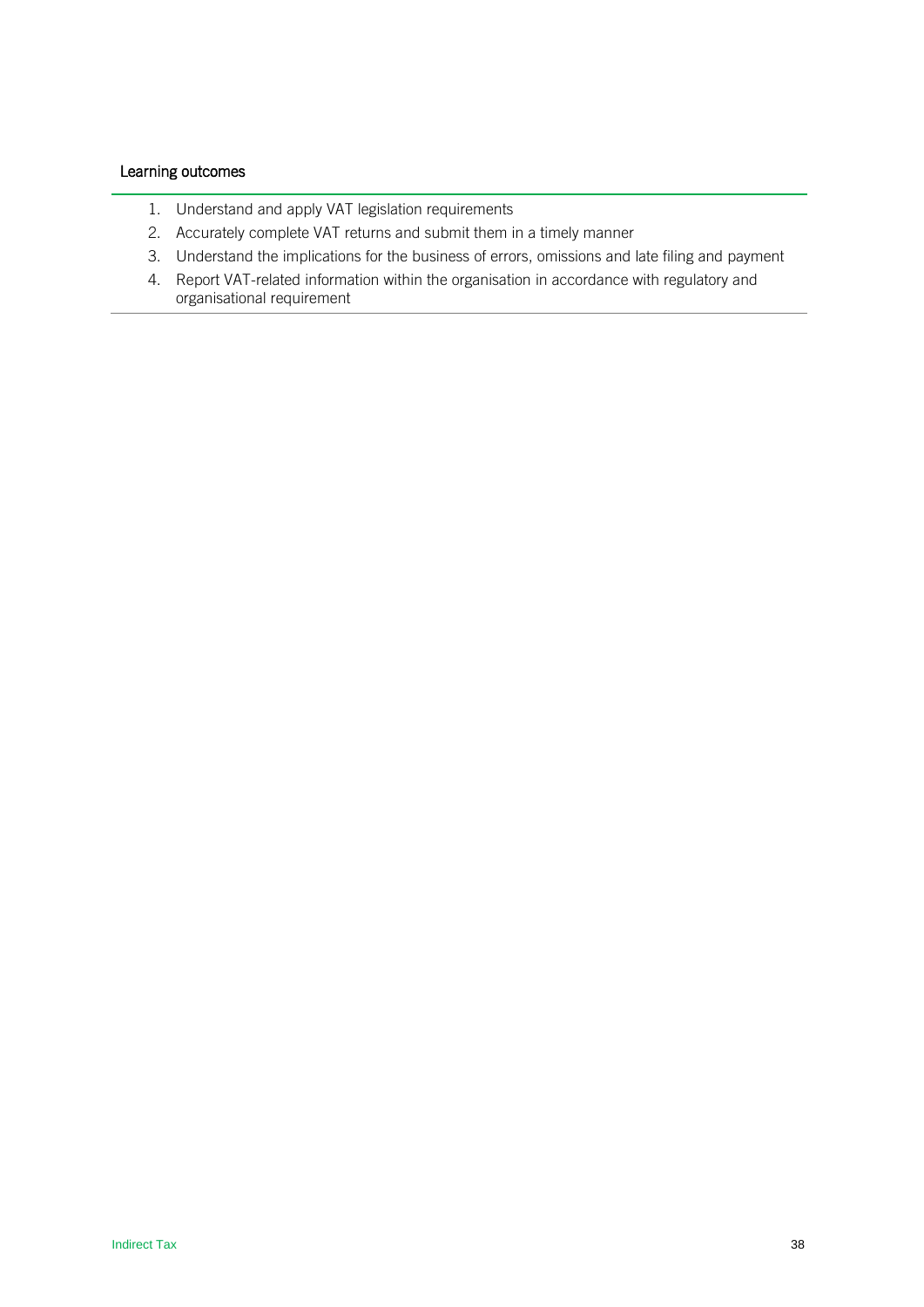### Learning outcomes

1. Understand and apply VAT legislation requirements
2. Accurately complete VAT returns and submit them in a timely manner
3. Understand the implications for the business of errors, omissions and late filing and payment
4. Report VAT-related information within the organisation in accordance with regulatory and organisational requirement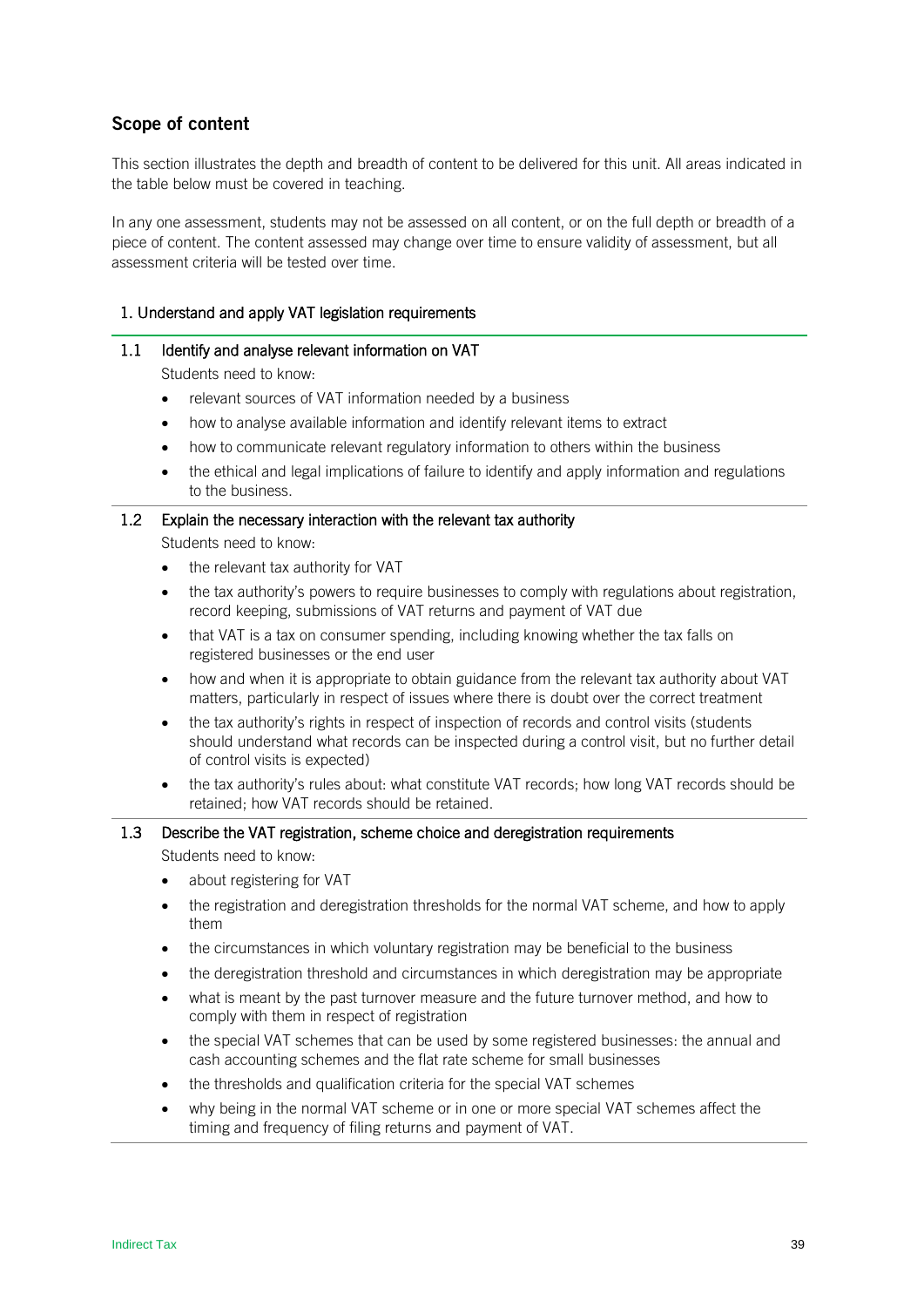## Scope of content

This section illustrates the depth and breadth of content to be delivered for this unit. All areas indicated in the table below must be covered in teaching.

In any one assessment, students may not be assessed on all content, or on the full depth or breadth of a piece of content. The content assessed may change over time to ensure validity of assessment, but all assessment criteria will be tested over time.

### 1. Understand and apply VAT legislation requirements

#### 1.1 Identify and analyse relevant information on VAT

Students need to know:

- relevant sources of VAT information needed by a business
- how to analyse available information and identify relevant items to extract
- how to communicate relevant regulatory information to others within the business
- the ethical and legal implications of failure to identify and apply information and regulations to the business.

#### 1.2 Explain the necessary interaction with the relevant tax authority

Students need to know:

- the relevant tax authority for VAT
- the tax authority's powers to require businesses to comply with regulations about registration, record keeping, submissions of VAT returns and payment of VAT due
- that VAT is a tax on consumer spending, including knowing whether the tax falls on registered businesses or the end user
- how and when it is appropriate to obtain guidance from the relevant tax authority about VAT matters, particularly in respect of issues where there is doubt over the correct treatment
- the tax authority's rights in respect of inspection of records and control visits (students should understand what records can be inspected during a control visit, but no further detail of control visits is expected)
- the tax authority's rules about: what constitute VAT records; how long VAT records should be retained; how VAT records should be retained.

#### 1.3 Describe the VAT registration, scheme choice and deregistration requirements

Students need to know:

- about registering for VAT
- the registration and deregistration thresholds for the normal VAT scheme, and how to apply them
- the circumstances in which voluntary registration may be beneficial to the business
- the deregistration threshold and circumstances in which deregistration may be appropriate
- what is meant by the past turnover measure and the future turnover method, and how to comply with them in respect of registration
- the special VAT schemes that can be used by some registered businesses: the annual and cash accounting schemes and the flat rate scheme for small businesses
- the thresholds and qualification criteria for the special VAT schemes
- why being in the normal VAT scheme or in one or more special VAT schemes affect the timing and frequency of filing returns and payment of VAT.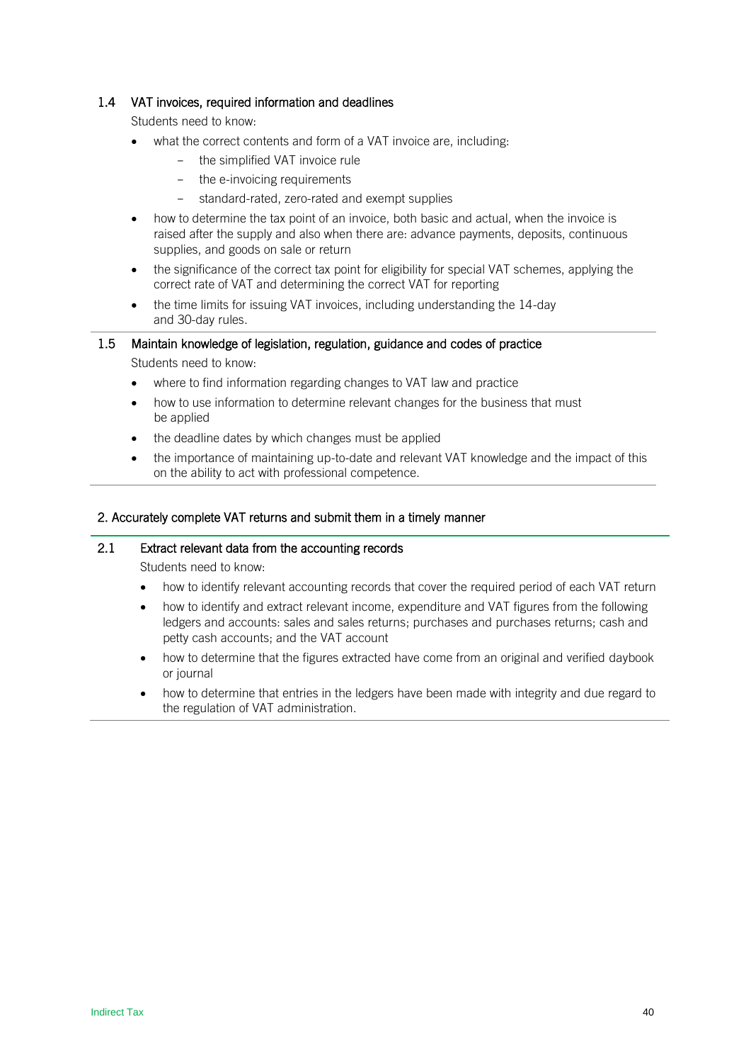### 1.4 VAT invoices, required information and deadlines

Students need to know:

- what the correct contents and form of a VAT invoice are, including:
  - the simplified VAT invoice rule
  - the e-invoicing requirements
  - standard-rated, zero-rated and exempt supplies
- how to determine the tax point of an invoice, both basic and actual, when the invoice is raised after the supply and also when there are: advance payments, deposits, continuous supplies, and goods on sale or return
- the significance of the correct tax point for eligibility for special VAT schemes, applying the correct rate of VAT and determining the correct VAT for reporting
- the time limits for issuing VAT invoices, including understanding the 14-day and 30-day rules.

### 1.5 Maintain knowledge of legislation, regulation, guidance and codes of practice

Students need to know:

- where to find information regarding changes to VAT law and practice
- how to use information to determine relevant changes for the business that must be applied
- the deadline dates by which changes must be applied
- the importance of maintaining up-to-date and relevant VAT knowledge and the impact of this on the ability to act with professional competence.

## 2. Accurately complete VAT returns and submit them in a timely manner

### 2.1 Extract relevant data from the accounting records

Students need to know:

- how to identify relevant accounting records that cover the required period of each VAT return
- how to identify and extract relevant income, expenditure and VAT figures from the following ledgers and accounts: sales and sales returns; purchases and purchases returns; cash and petty cash accounts; and the VAT account
- how to determine that the figures extracted have come from an original and verified daybook or journal
- how to determine that entries in the ledgers have been made with integrity and due regard to the regulation of VAT administration.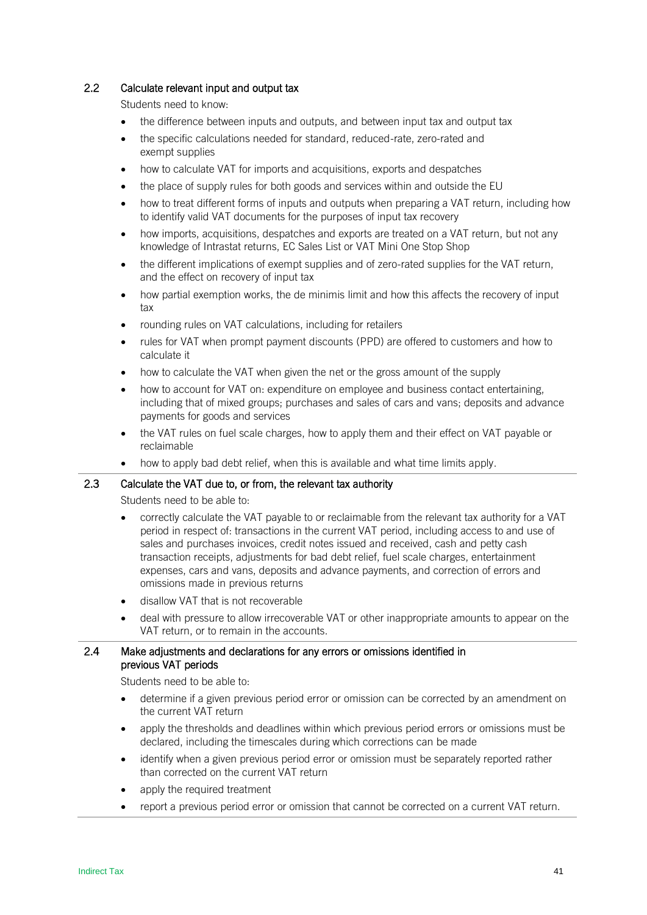### 2.2 Calculate relevant input and output tax

Students need to know:

- the difference between inputs and outputs, and between input tax and output tax
- the specific calculations needed for standard, reduced-rate, zero-rated and exempt supplies
- how to calculate VAT for imports and acquisitions, exports and despatches
- the place of supply rules for both goods and services within and outside the EU
- how to treat different forms of inputs and outputs when preparing a VAT return, including how to identify valid VAT documents for the purposes of input tax recovery
- how imports, acquisitions, despatches and exports are treated on a VAT return, but not any knowledge of Intrastat returns, EC Sales List or VAT Mini One Stop Shop
- the different implications of exempt supplies and of zero-rated supplies for the VAT return, and the effect on recovery of input tax
- how partial exemption works, the de minimis limit and how this affects the recovery of input tax
- rounding rules on VAT calculations, including for retailers
- rules for VAT when prompt payment discounts (PPD) are offered to customers and how to calculate it
- how to calculate the VAT when given the net or the gross amount of the supply
- how to account for VAT on: expenditure on employee and business contact entertaining, including that of mixed groups; purchases and sales of cars and vans; deposits and advance payments for goods and services
- the VAT rules on fuel scale charges, how to apply them and their effect on VAT payable or reclaimable
- how to apply bad debt relief, when this is available and what time limits apply.

### 2.3 Calculate the VAT due to, or from, the relevant tax authority

Students need to be able to:

- correctly calculate the VAT payable to or reclaimable from the relevant tax authority for a VAT period in respect of: transactions in the current VAT period, including access to and use of sales and purchases invoices, credit notes issued and received, cash and petty cash transaction receipts, adjustments for bad debt relief, fuel scale charges, entertainment expenses, cars and vans, deposits and advance payments, and correction of errors and omissions made in previous returns
- disallow VAT that is not recoverable
- deal with pressure to allow irrecoverable VAT or other inappropriate amounts to appear on the VAT return, or to remain in the accounts.

### 2.4 Make adjustments and declarations for any errors or omissions identified in previous VAT periods

Students need to be able to:

- determine if a given previous period error or omission can be corrected by an amendment on the current VAT return
- apply the thresholds and deadlines within which previous period errors or omissions must be declared, including the timescales during which corrections can be made
- identify when a given previous period error or omission must be separately reported rather than corrected on the current VAT return
- apply the required treatment
- report a previous period error or omission that cannot be corrected on a current VAT return.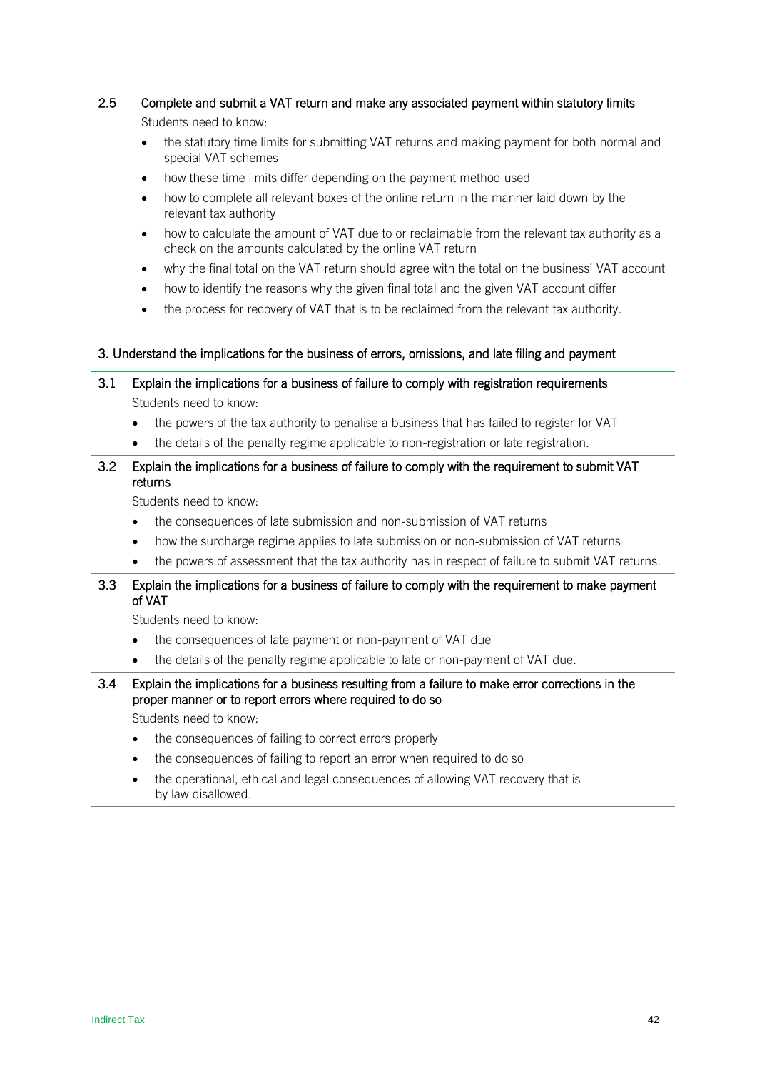### 2.5 Complete and submit a VAT return and make any associated payment within statutory limits

Students need to know:

- the statutory time limits for submitting VAT returns and making payment for both normal and special VAT schemes
- how these time limits differ depending on the payment method used
- how to complete all relevant boxes of the online return in the manner laid down by the relevant tax authority
- how to calculate the amount of VAT due to or reclaimable from the relevant tax authority as a check on the amounts calculated by the online VAT return
- why the final total on the VAT return should agree with the total on the business' VAT account
- how to identify the reasons why the given final total and the given VAT account differ
- the process for recovery of VAT that is to be reclaimed from the relevant tax authority.

## 3. Understand the implications for the business of errors, omissions, and late filing and payment

### 3.1 Explain the implications for a business of failure to comply with registration requirements

Students need to know:

- the powers of the tax authority to penalise a business that has failed to register for VAT
- the details of the penalty regime applicable to non-registration or late registration.

### 3.2 Explain the implications for a business of failure to comply with the requirement to submit VAT returns

Students need to know:

- the consequences of late submission and non-submission of VAT returns
- how the surcharge regime applies to late submission or non-submission of VAT returns
- the powers of assessment that the tax authority has in respect of failure to submit VAT returns.

### 3.3 Explain the implications for a business of failure to comply with the requirement to make payment of VAT

Students need to know:

- the consequences of late payment or non-payment of VAT due
- the details of the penalty regime applicable to late or non-payment of VAT due.

### 3.4 Explain the implications for a business resulting from a failure to make error corrections in the proper manner or to report errors where required to do so

Students need to know:

- the consequences of failing to correct errors properly
- the consequences of failing to report an error when required to do so
- the operational, ethical and legal consequences of allowing VAT recovery that is by law disallowed.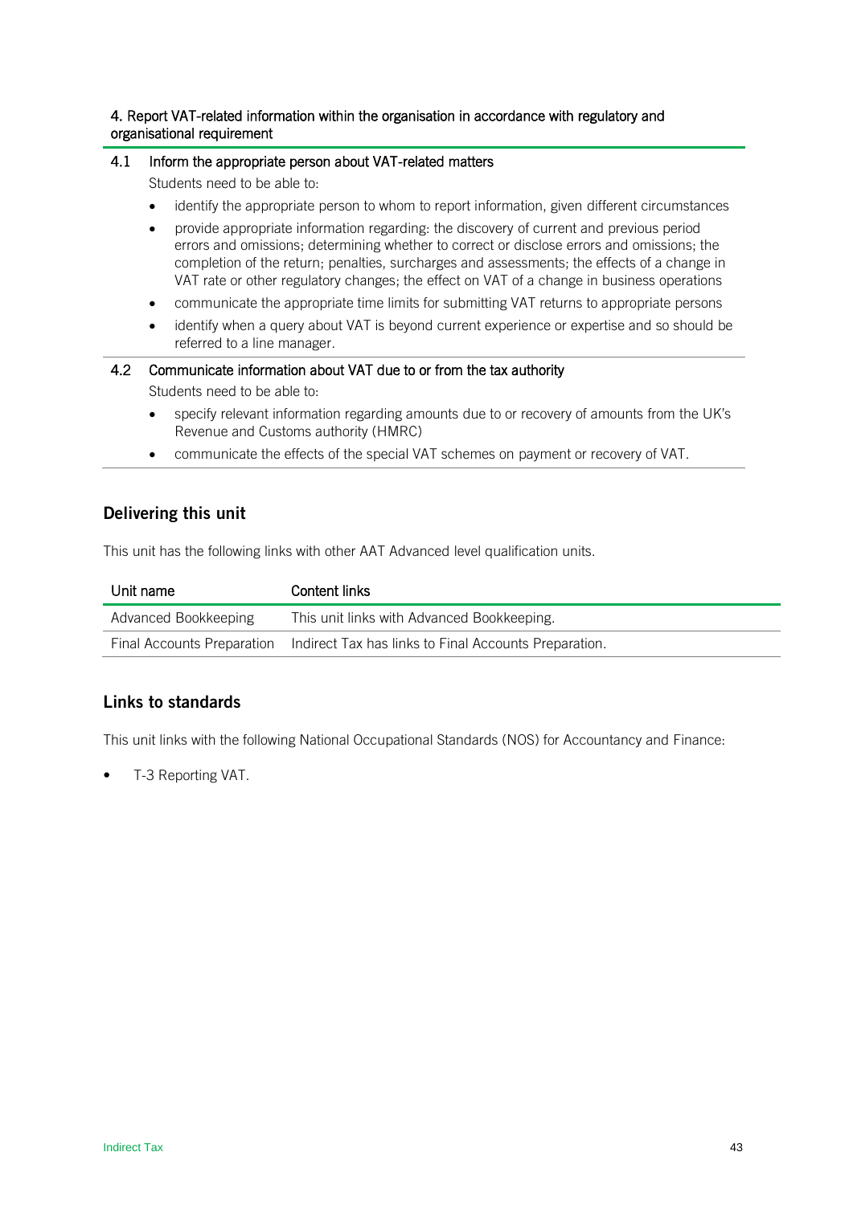### 4. Report VAT-related information within the organisation in accordance with regulatory and organisational requirement

**4.1 Inform the appropriate person about VAT-related matters**

Students need to be able to:

- identify the appropriate person to whom to report information, given different circumstances
- provide appropriate information regarding: the discovery of current and previous period errors and omissions; determining whether to correct or disclose errors and omissions; the completion of the return; penalties, surcharges and assessments; the effects of a change in VAT rate or other regulatory changes; the effect on VAT of a change in business operations
- communicate the appropriate time limits for submitting VAT returns to appropriate persons
- identify when a query about VAT is beyond current experience or expertise and so should be referred to a line manager.

**4.2 Communicate information about VAT due to or from the tax authority**

Students need to be able to:

- specify relevant information regarding amounts due to or recovery of amounts from the UK's Revenue and Customs authority (HMRC)
- communicate the effects of the special VAT schemes on payment or recovery of VAT.

## Delivering this unit

This unit has the following links with other AAT Advanced level qualification units.

| Unit name | Content links |
|---|---|
| Advanced Bookkeeping | This unit links with Advanced Bookkeeping. |
| Final Accounts Preparation | Indirect Tax has links to Final Accounts Preparation. |

## Links to standards

This unit links with the following National Occupational Standards (NOS) for Accountancy and Finance:

- T-3 Reporting VAT.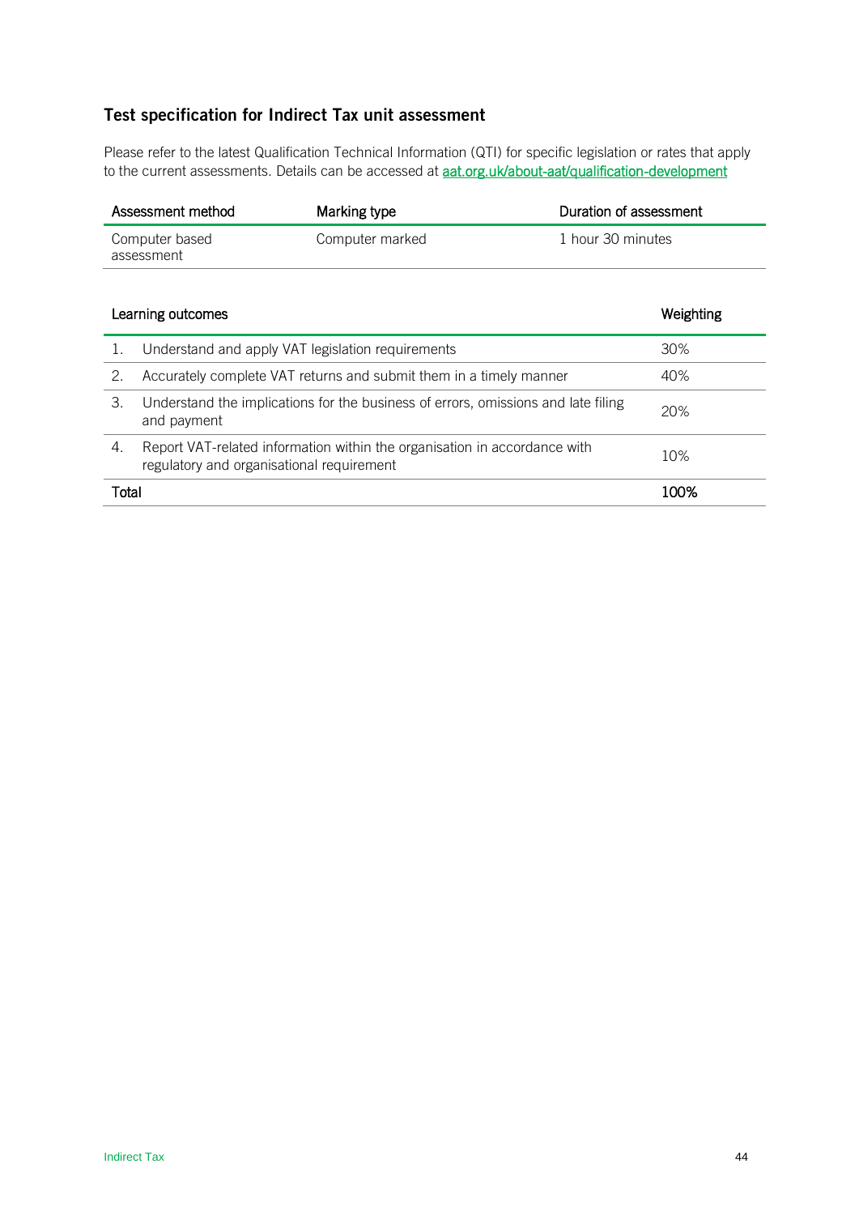## Test specification for Indirect Tax unit assessment

Please refer to the latest Qualification Technical Information (QTI) for specific legislation or rates that apply to the current assessments. Details can be accessed at aat.org.uk/about-aat/qualification-development

| Assessment method | Marking type | Duration of assessment |
|---|---|---|
| Computer based assessment | Computer marked | 1 hour 30 minutes |

| Learning outcomes | | Weighting |
|---|---|---|
| 1. | Understand and apply VAT legislation requirements | 30% |
| 2. | Accurately complete VAT returns and submit them in a timely manner | 40% |
| 3. | Understand the implications for the business of errors, omissions and late filing and payment | 20% |
| 4. | Report VAT-related information within the organisation in accordance with regulatory and organisational requirement | 10% |
| **Total** | | **100%** |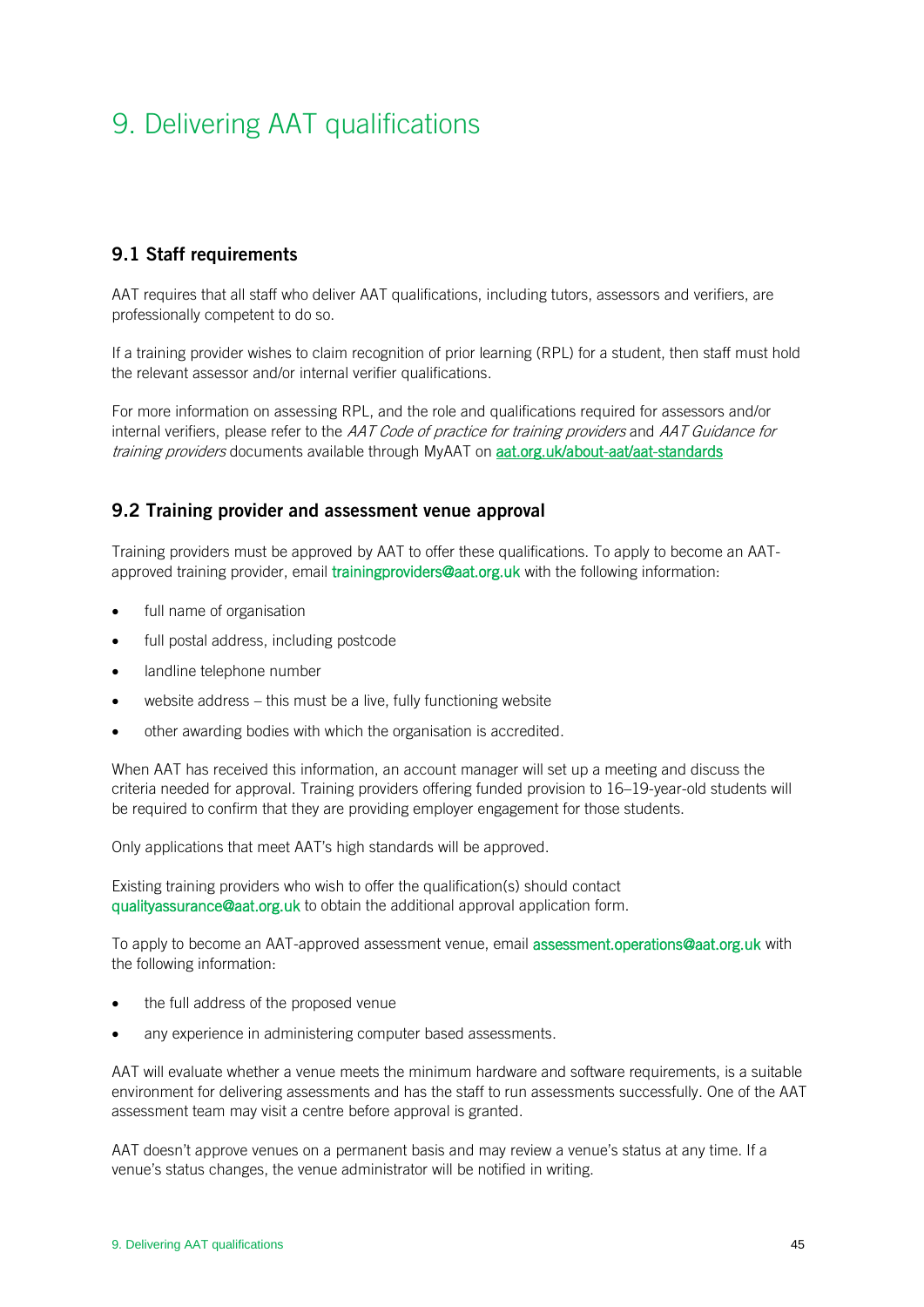# 9. Delivering AAT qualifications

## 9.1 Staff requirements

AAT requires that all staff who deliver AAT qualifications, including tutors, assessors and verifiers, are professionally competent to do so.

If a training provider wishes to claim recognition of prior learning (RPL) for a student, then staff must hold the relevant assessor and/or internal verifier qualifications.

For more information on assessing RPL, and the role and qualifications required for assessors and/or internal verifiers, please refer to the *AAT Code of practice for training providers* and *AAT Guidance for training providers* documents available through MyAAT on [aat.org.uk/about-aat/aat-standards](aat.org.uk/about-aat/aat-standards)

## 9.2 Training provider and assessment venue approval

Training providers must be approved by AAT to offer these qualifications. To apply to become an AAT-approved training provider, email trainingproviders@aat.org.uk with the following information:

- full name of organisation
- full postal address, including postcode
- landline telephone number
- website address – this must be a live, fully functioning website
- other awarding bodies with which the organisation is accredited.

When AAT has received this information, an account manager will set up a meeting and discuss the criteria needed for approval. Training providers offering funded provision to 16–19-year-old students will be required to confirm that they are providing employer engagement for those students.

Only applications that meet AAT's high standards will be approved.

Existing training providers who wish to offer the qualification(s) should contact qualityassurance@aat.org.uk to obtain the additional approval application form.

To apply to become an AAT-approved assessment venue, email assessment.operations@aat.org.uk with the following information:

- the full address of the proposed venue
- any experience in administering computer based assessments.

AAT will evaluate whether a venue meets the minimum hardware and software requirements, is a suitable environment for delivering assessments and has the staff to run assessments successfully. One of the AAT assessment team may visit a centre before approval is granted.

AAT doesn't approve venues on a permanent basis and may review a venue's status at any time. If a venue's status changes, the venue administrator will be notified in writing.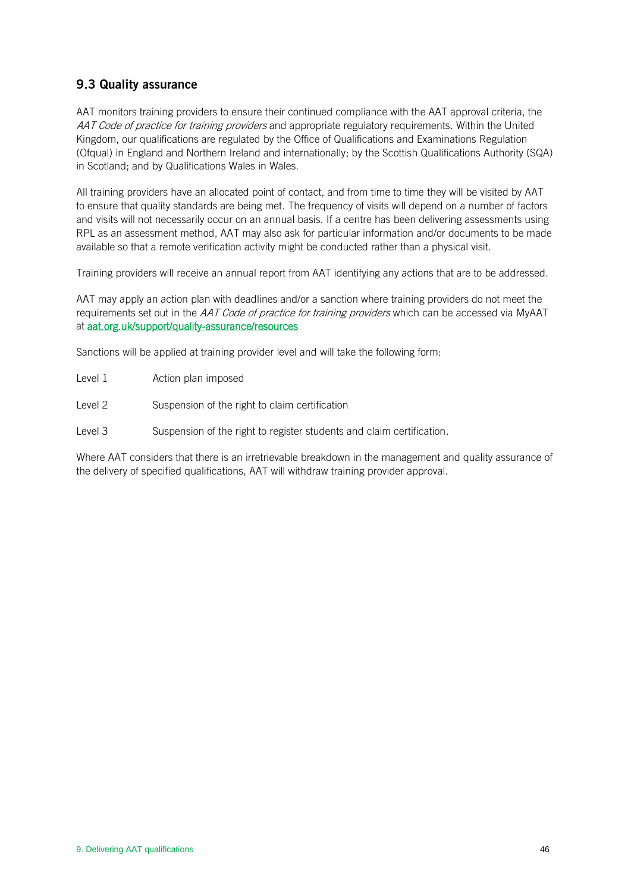## 9.3 Quality assurance

AAT monitors training providers to ensure their continued compliance with the AAT approval criteria, the *AAT Code of practice for training providers* and appropriate regulatory requirements. Within the United Kingdom, our qualifications are regulated by the Office of Qualifications and Examinations Regulation (Ofqual) in England and Northern Ireland and internationally; by the Scottish Qualifications Authority (SQA) in Scotland; and by Qualifications Wales in Wales.

All training providers have an allocated point of contact, and from time to time they will be visited by AAT to ensure that quality standards are being met. The frequency of visits will depend on a number of factors and visits will not necessarily occur on an annual basis. If a centre has been delivering assessments using RPL as an assessment method, AAT may also ask for particular information and/or documents to be made available so that a remote verification activity might be conducted rather than a physical visit.

Training providers will receive an annual report from AAT identifying any actions that are to be addressed.

AAT may apply an action plan with deadlines and/or a sanction where training providers do not meet the requirements set out in the *AAT Code of practice for training providers* which can be accessed via MyAAT at [aat.org.uk/support/quality-assurance/resources](aat.org.uk/support/quality-assurance/resources)

Sanctions will be applied at training provider level and will take the following form:

| | |
|---|---|
| Level 1 | Action plan imposed |
| Level 2 | Suspension of the right to claim certification |
| Level 3 | Suspension of the right to register students and claim certification. |

Where AAT considers that there is an irretrievable breakdown in the management and quality assurance of the delivery of specified qualifications, AAT will withdraw training provider approval.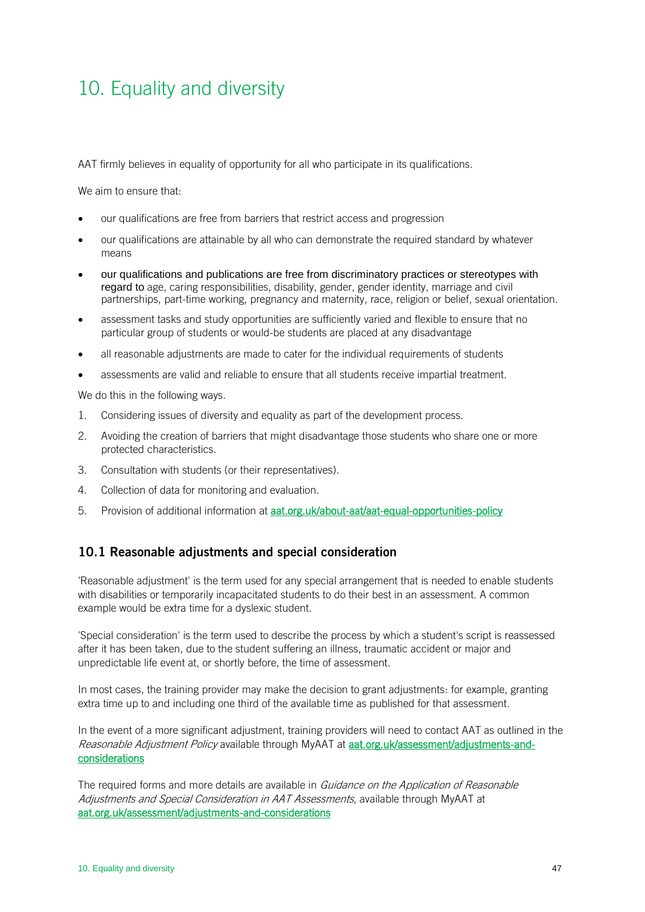# 10. Equality and diversity

AAT firmly believes in equality of opportunity for all who participate in its qualifications.

We aim to ensure that:

- our qualifications are free from barriers that restrict access and progression
- our qualifications are attainable by all who can demonstrate the required standard by whatever means
- our qualifications and publications are free from discriminatory practices or stereotypes with regard to age, caring responsibilities, disability, gender, gender identity, marriage and civil partnerships, part-time working, pregnancy and maternity, race, religion or belief, sexual orientation.
- assessment tasks and study opportunities are sufficiently varied and flexible to ensure that no particular group of students or would-be students are placed at any disadvantage
- all reasonable adjustments are made to cater for the individual requirements of students
- assessments are valid and reliable to ensure that all students receive impartial treatment.

We do this in the following ways.

1. Considering issues of diversity and equality as part of the development process.
2. Avoiding the creation of barriers that might disadvantage those students who share one or more protected characteristics.
3. Consultation with students (or their representatives).
4. Collection of data for monitoring and evaluation.
5. Provision of additional information at aat.org.uk/about-aat/aat-equal-opportunities-policy

## 10.1 Reasonable adjustments and special consideration

'Reasonable adjustment' is the term used for any special arrangement that is needed to enable students with disabilities or temporarily incapacitated students to do their best in an assessment. A common example would be extra time for a dyslexic student.

'Special consideration' is the term used to describe the process by which a student's script is reassessed after it has been taken, due to the student suffering an illness, traumatic accident or major and unpredictable life event at, or shortly before, the time of assessment.

In most cases, the training provider may make the decision to grant adjustments: for example, granting extra time up to and including one third of the available time as published for that assessment.

In the event of a more significant adjustment, training providers will need to contact AAT as outlined in the *Reasonable Adjustment Policy* available through MyAAT at aat.org.uk/assessment/adjustments-and-considerations

The required forms and more details are available in *Guidance on the Application of Reasonable Adjustments and Special Consideration in AAT Assessments*, available through MyAAT at aat.org.uk/assessment/adjustments-and-considerations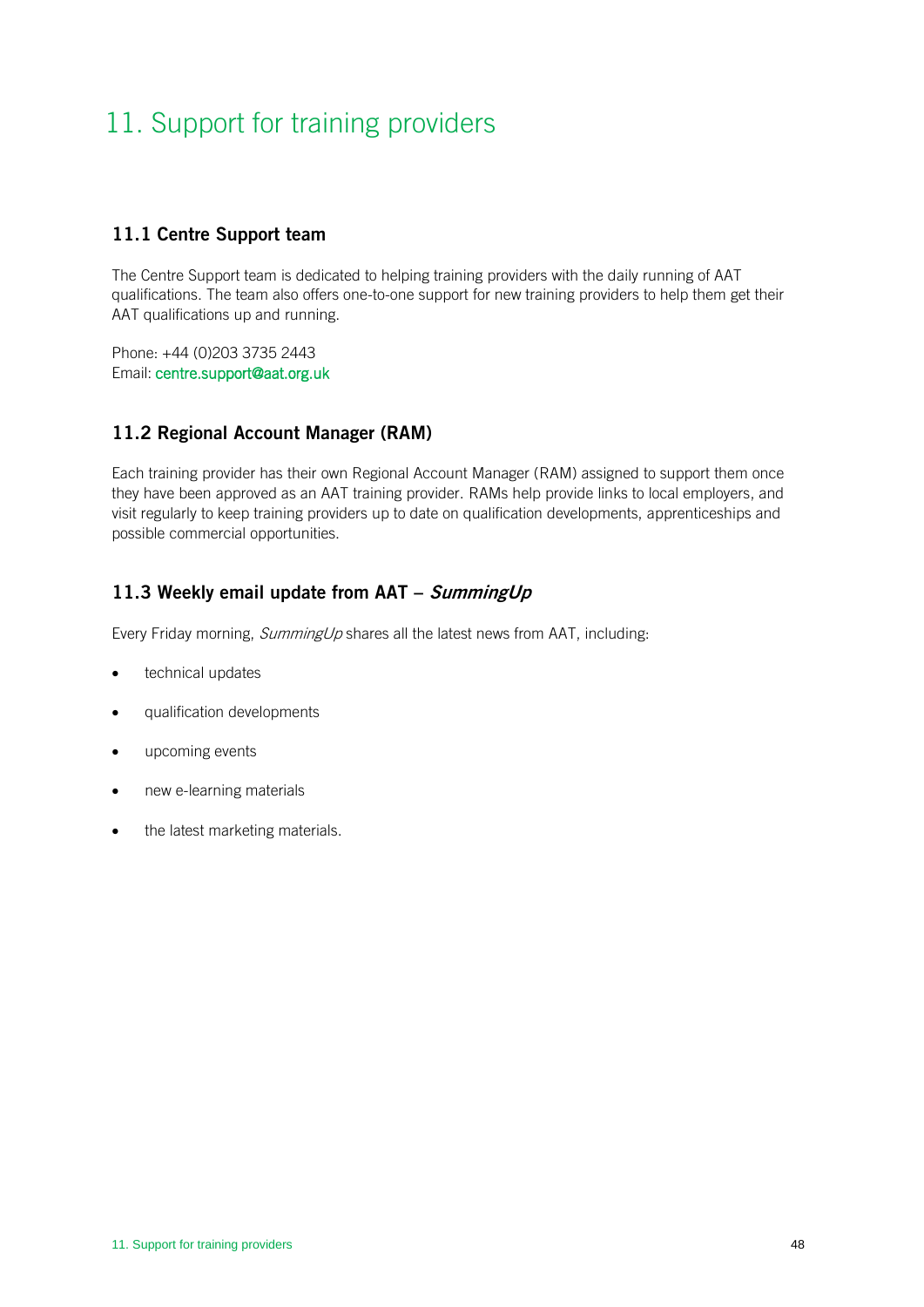# 11. Support for training providers

## 11.1 Centre Support team

The Centre Support team is dedicated to helping training providers with the daily running of AAT qualifications. The team also offers one-to-one support for new training providers to help them get their AAT qualifications up and running.

Phone: +44 (0)203 3735 2443
Email: centre.support@aat.org.uk

## 11.2 Regional Account Manager (RAM)

Each training provider has their own Regional Account Manager (RAM) assigned to support them once they have been approved as an AAT training provider. RAMs help provide links to local employers, and visit regularly to keep training providers up to date on qualification developments, apprenticeships and possible commercial opportunities.

## 11.3 Weekly email update from AAT – *SummingUp*

Every Friday morning, *SummingUp* shares all the latest news from AAT, including:

- technical updates
- qualification developments
- upcoming events
- new e-learning materials
- the latest marketing materials.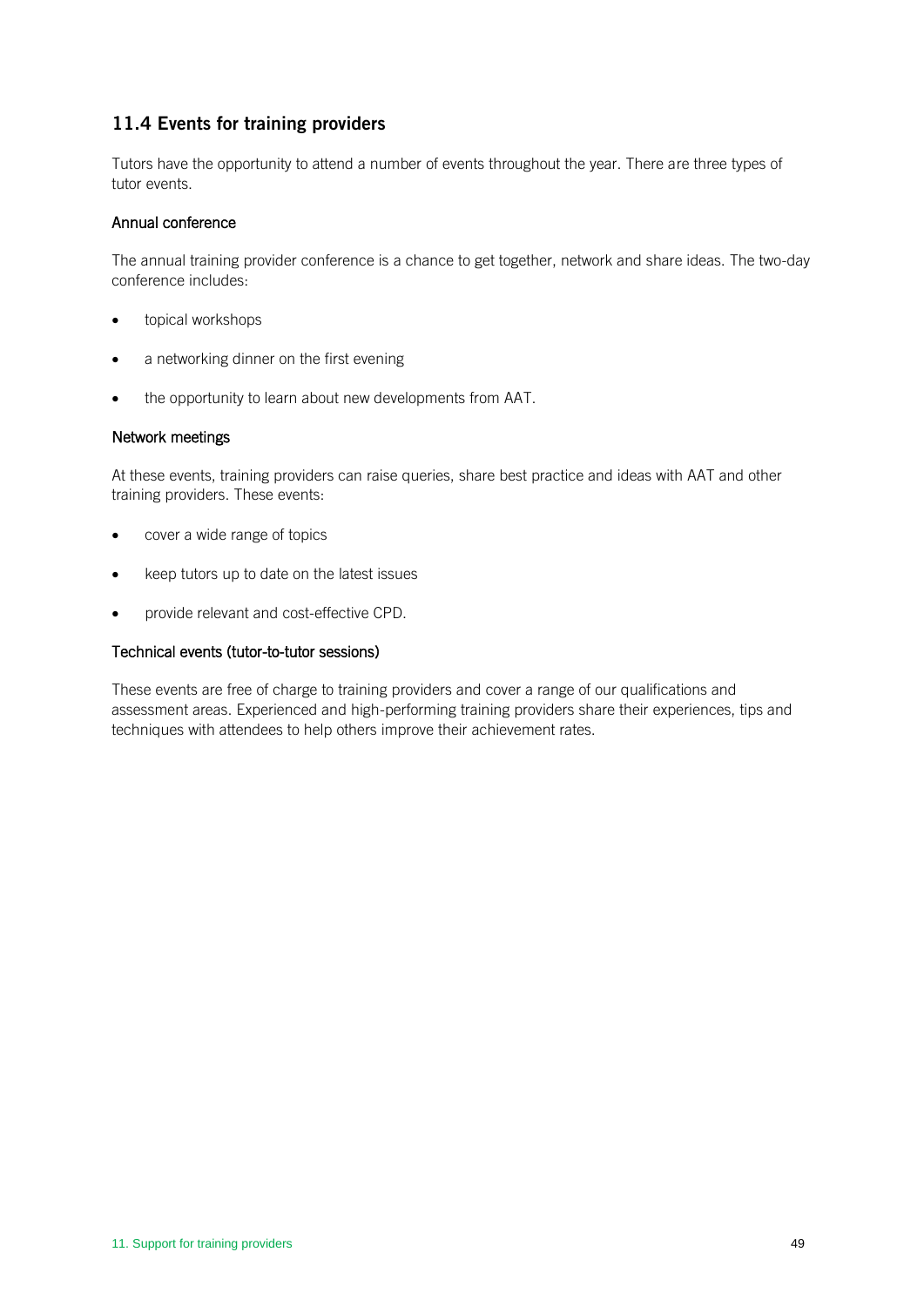## 11.4 Events for training providers

Tutors have the opportunity to attend a number of events throughout the year. There are three types of tutor events.

### Annual conference

The annual training provider conference is a chance to get together, network and share ideas. The two-day conference includes:

- topical workshops
- a networking dinner on the first evening
- the opportunity to learn about new developments from AAT.

### Network meetings

At these events, training providers can raise queries, share best practice and ideas with AAT and other training providers. These events:

- cover a wide range of topics
- keep tutors up to date on the latest issues
- provide relevant and cost-effective CPD.

### Technical events (tutor-to-tutor sessions)

These events are free of charge to training providers and cover a range of our qualifications and assessment areas. Experienced and high-performing training providers share their experiences, tips and techniques with attendees to help others improve their achievement rates.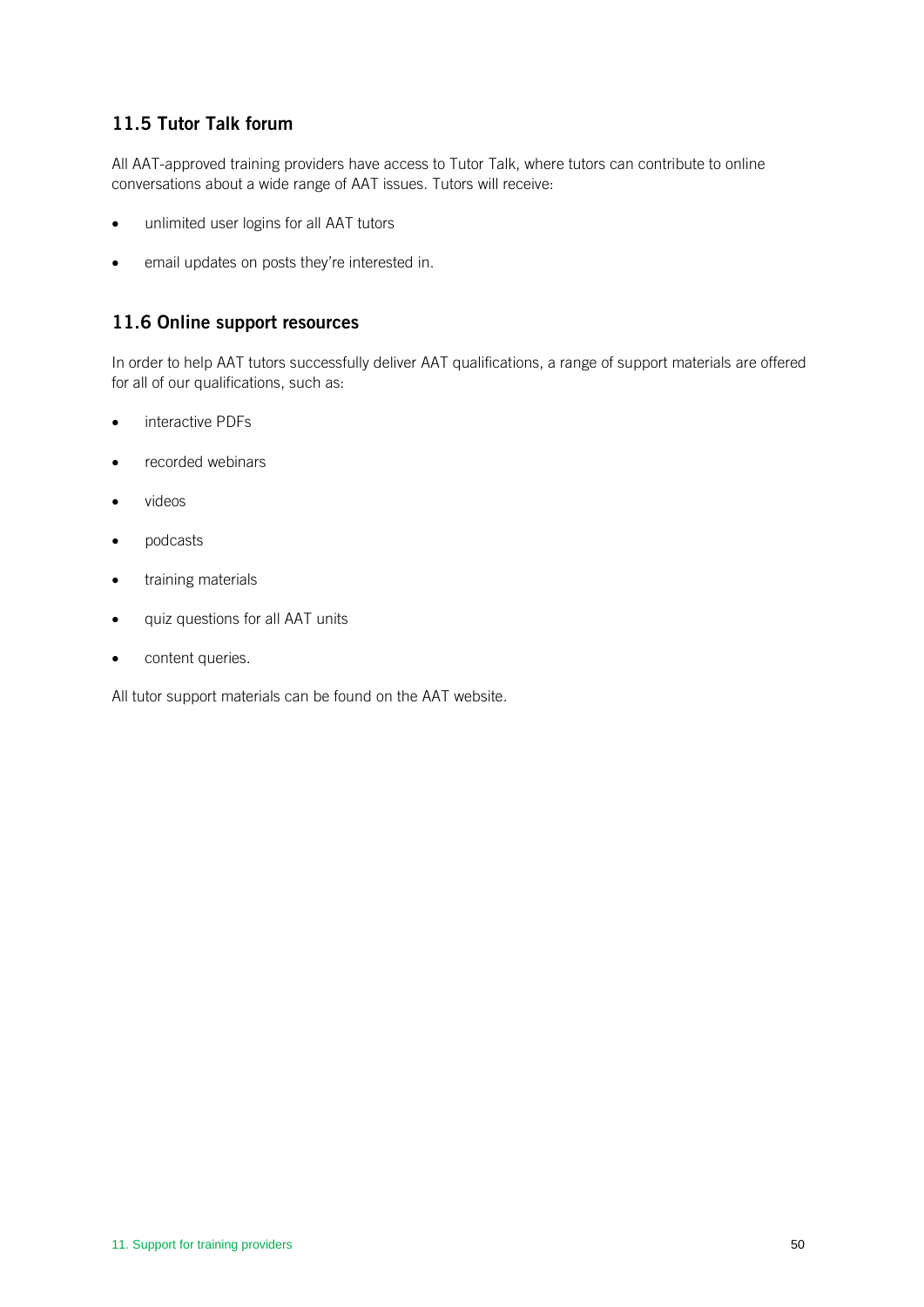## 11.5 Tutor Talk forum

All AAT-approved training providers have access to Tutor Talk, where tutors can contribute to online conversations about a wide range of AAT issues. Tutors will receive:

- unlimited user logins for all AAT tutors
- email updates on posts they're interested in.

## 11.6 Online support resources

In order to help AAT tutors successfully deliver AAT qualifications, a range of support materials are offered for all of our qualifications, such as:

- interactive PDFs
- recorded webinars
- videos
- podcasts
- training materials
- quiz questions for all AAT units
- content queries.

All tutor support materials can be found on the AAT website.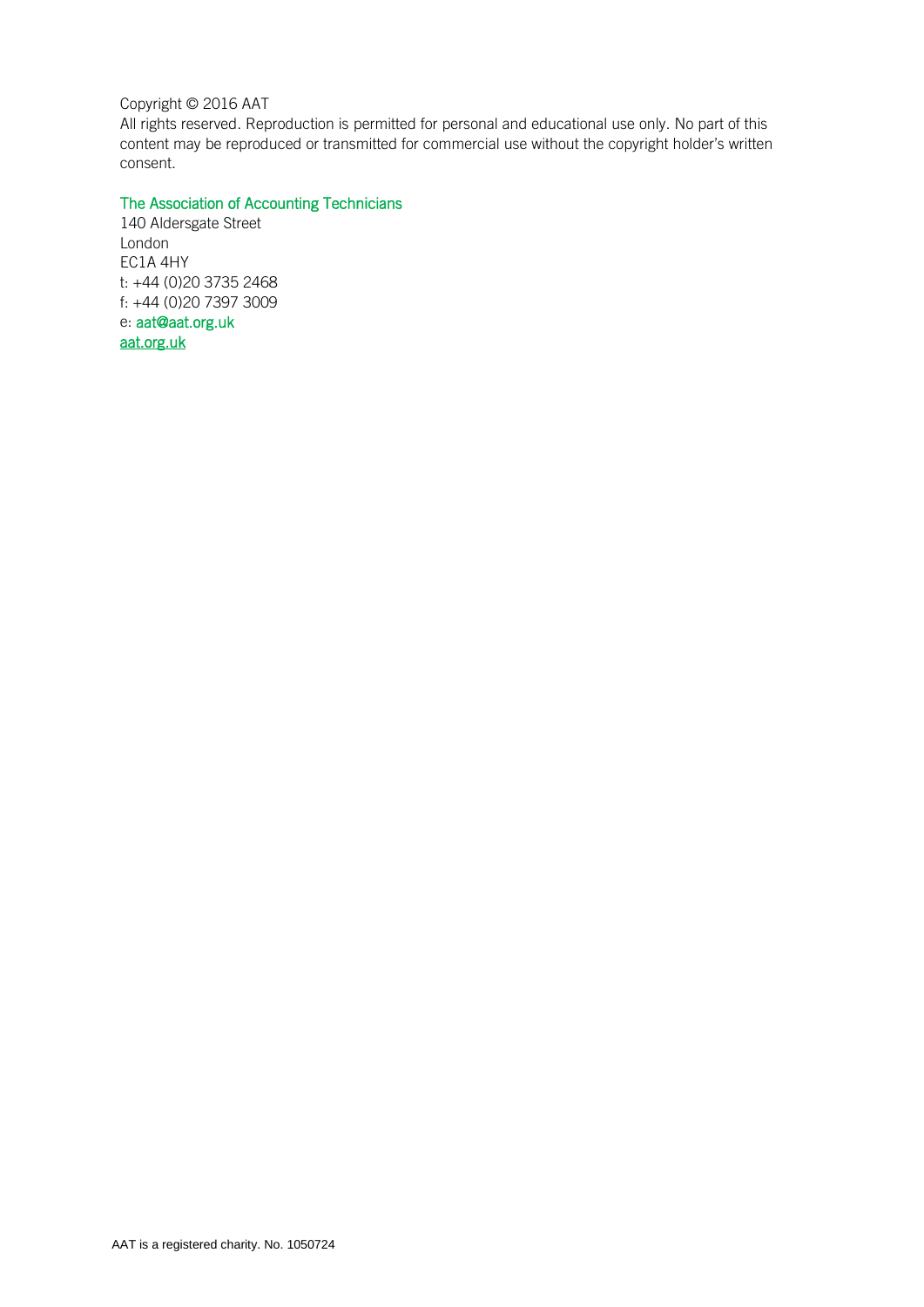Copyright © 2016 AAT

All rights reserved. Reproduction is permitted for personal and educational use only. No part of this content may be reproduced or transmitted for commercial use without the copyright holder's written consent.

**The Association of Accounting Technicians**

140 Aldersgate Street
London
EC1A 4HY
t: +44 (0)20 3735 2468
f: +44 (0)20 7397 3009
e: aat@aat.org.uk
aat.org.uk

AAT is a registered charity. No. 1050724